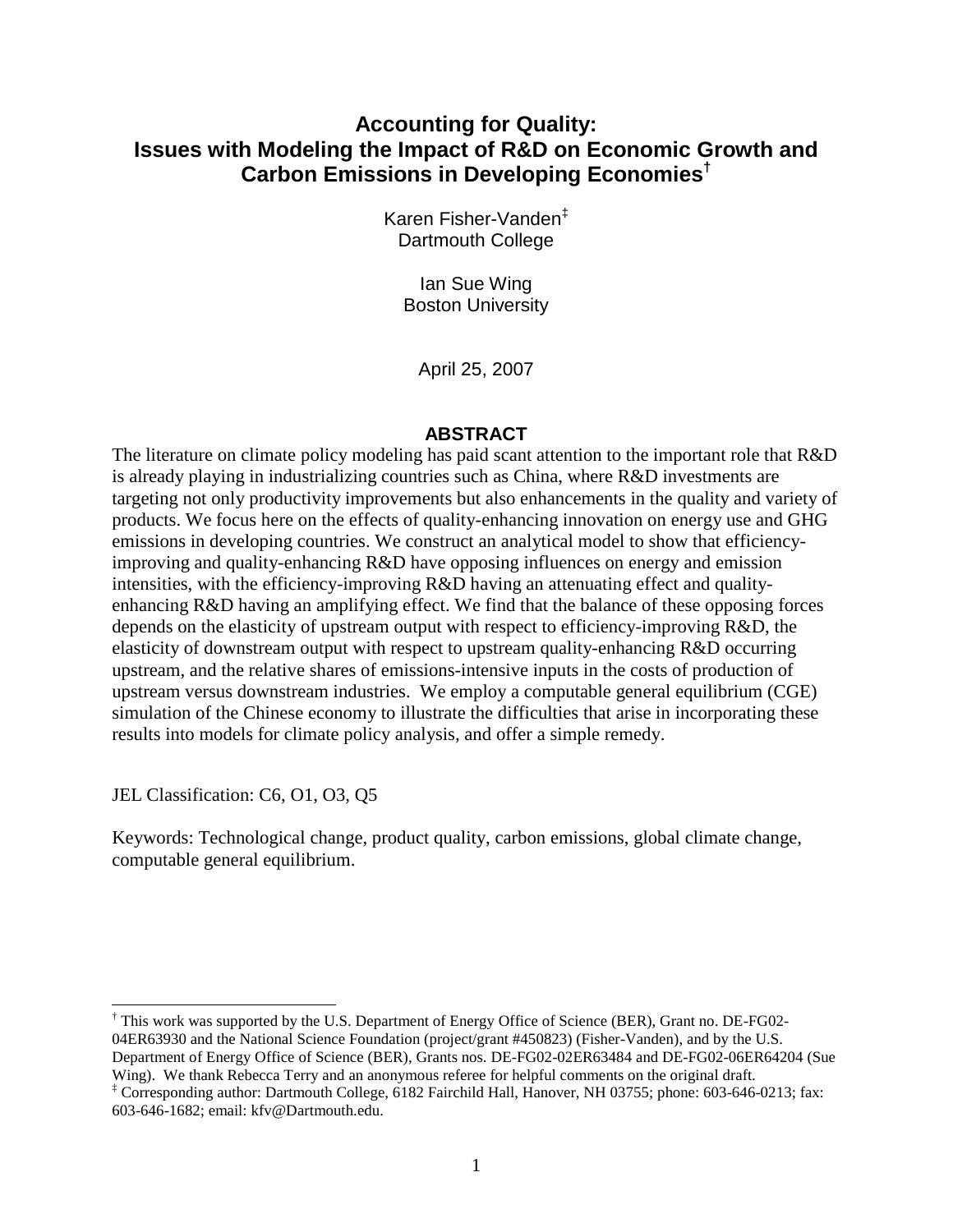# Accounting for Quality: Issues with Modeling the Impact of R&D on Economic Growth and Carbon Emissions in Developing Economies[†]

Karen Fisher-Vanden[‡]
Dartmouth College

Ian Sue Wing
Boston University

April 25, 2007

## ABSTRACT

The literature on climate policy modeling has paid scant attention to the important role that R&D is already playing in industrializing countries such as China, where R&D investments are targeting not only productivity improvements but also enhancements in the quality and variety of products. We focus here on the effects of quality-enhancing innovation on energy use and GHG emissions in developing countries. We construct an analytical model to show that efficiency-improving and quality-enhancing R&D have opposing influences on energy and emission intensities, with the efficiency-improving R&D having an attenuating effect and quality-enhancing R&D having an amplifying effect. We find that the balance of these opposing forces depends on the elasticity of upstream output with respect to efficiency-improving R&D, the elasticity of downstream output with respect to upstream quality-enhancing R&D occurring upstream, and the relative shares of emissions-intensive inputs in the costs of production of upstream versus downstream industries. We employ a computable general equilibrium (CGE) simulation of the Chinese economy to illustrate the difficulties that arise in incorporating these results into models for climate policy analysis, and offer a simple remedy.

JEL Classification: C6, O1, O3, Q5

Keywords: Technological change, product quality, carbon emissions, global climate change, computable general equilibrium.

[†] This work was supported by the U.S. Department of Energy Office of Science (BER), Grant no. DE-FG02-04ER63930 and the National Science Foundation (project/grant #450823) (Fisher-Vanden), and by the U.S. Department of Energy Office of Science (BER), Grants nos. DE-FG02-02ER63484 and DE-FG02-06ER64204 (Sue Wing). We thank Rebecca Terry and an anonymous referee for helpful comments on the original draft.

[‡] Corresponding author: Dartmouth College, 6182 Fairchild Hall, Hanover, NH 03755; phone: 603-646-0213; fax: 603-646-1682; email: kfv@Dartmouth.edu.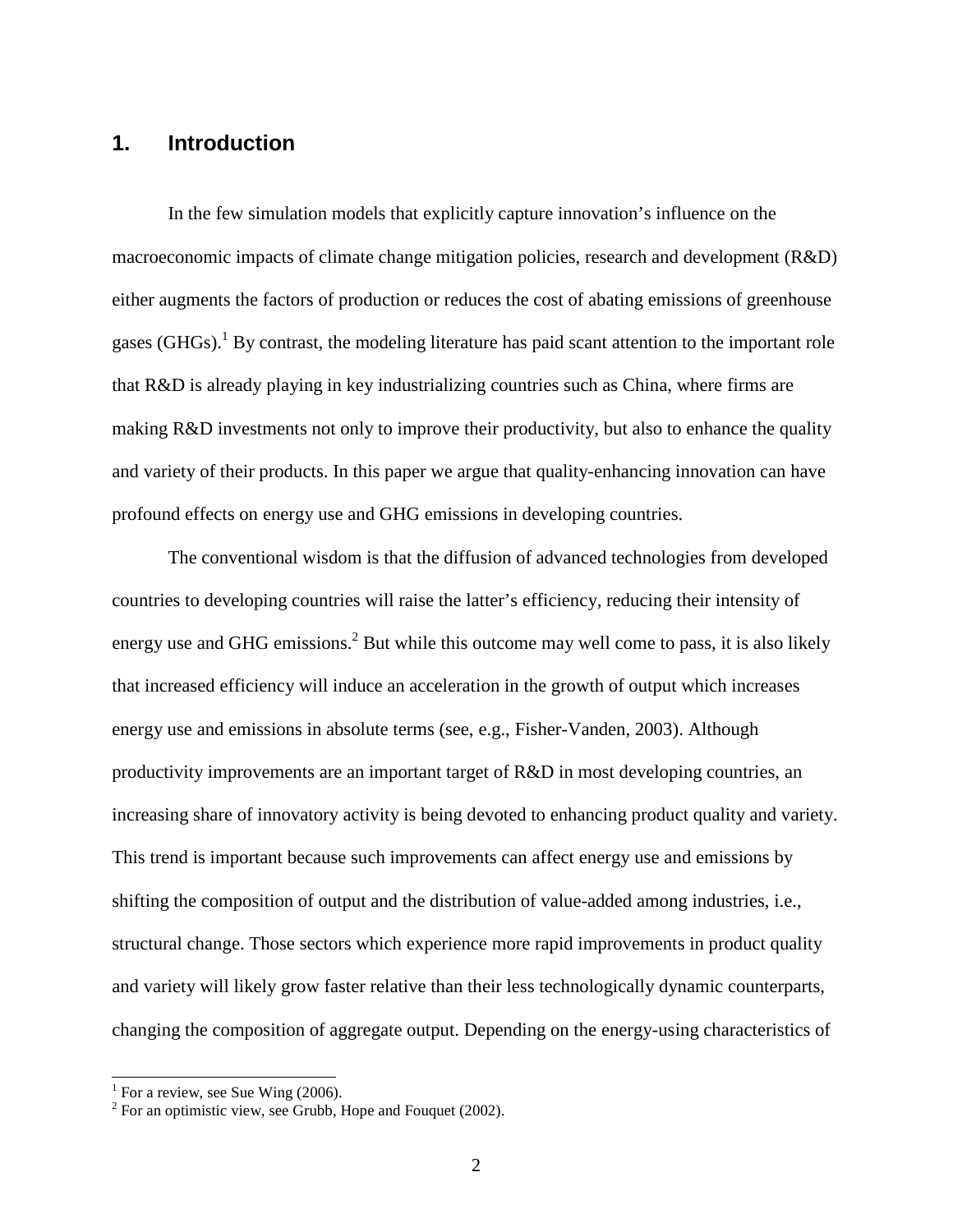## 1. Introduction

In the few simulation models that explicitly capture innovation's influence on the macroeconomic impacts of climate change mitigation policies, research and development (R&D) either augments the factors of production or reduces the cost of abating emissions of greenhouse gases (GHGs).[1] By contrast, the modeling literature has paid scant attention to the important role that R&D is already playing in key industrializing countries such as China, where firms are making R&D investments not only to improve their productivity, but also to enhance the quality and variety of their products. In this paper we argue that quality-enhancing innovation can have profound effects on energy use and GHG emissions in developing countries.

The conventional wisdom is that the diffusion of advanced technologies from developed countries to developing countries will raise the latter's efficiency, reducing their intensity of energy use and GHG emissions.[2] But while this outcome may well come to pass, it is also likely that increased efficiency will induce an acceleration in the growth of output which increases energy use and emissions in absolute terms (see, e.g., Fisher-Vanden, 2003). Although productivity improvements are an important target of R&D in most developing countries, an increasing share of innovatory activity is being devoted to enhancing product quality and variety. This trend is important because such improvements can affect energy use and emissions by shifting the composition of output and the distribution of value-added among industries, i.e., structural change. Those sectors which experience more rapid improvements in product quality and variety will likely grow faster relative than their less technologically dynamic counterparts, changing the composition of aggregate output. Depending on the energy-using characteristics of

[1] For a review, see Sue Wing (2006).

[2] For an optimistic view, see Grubb, Hope and Fouquet (2002).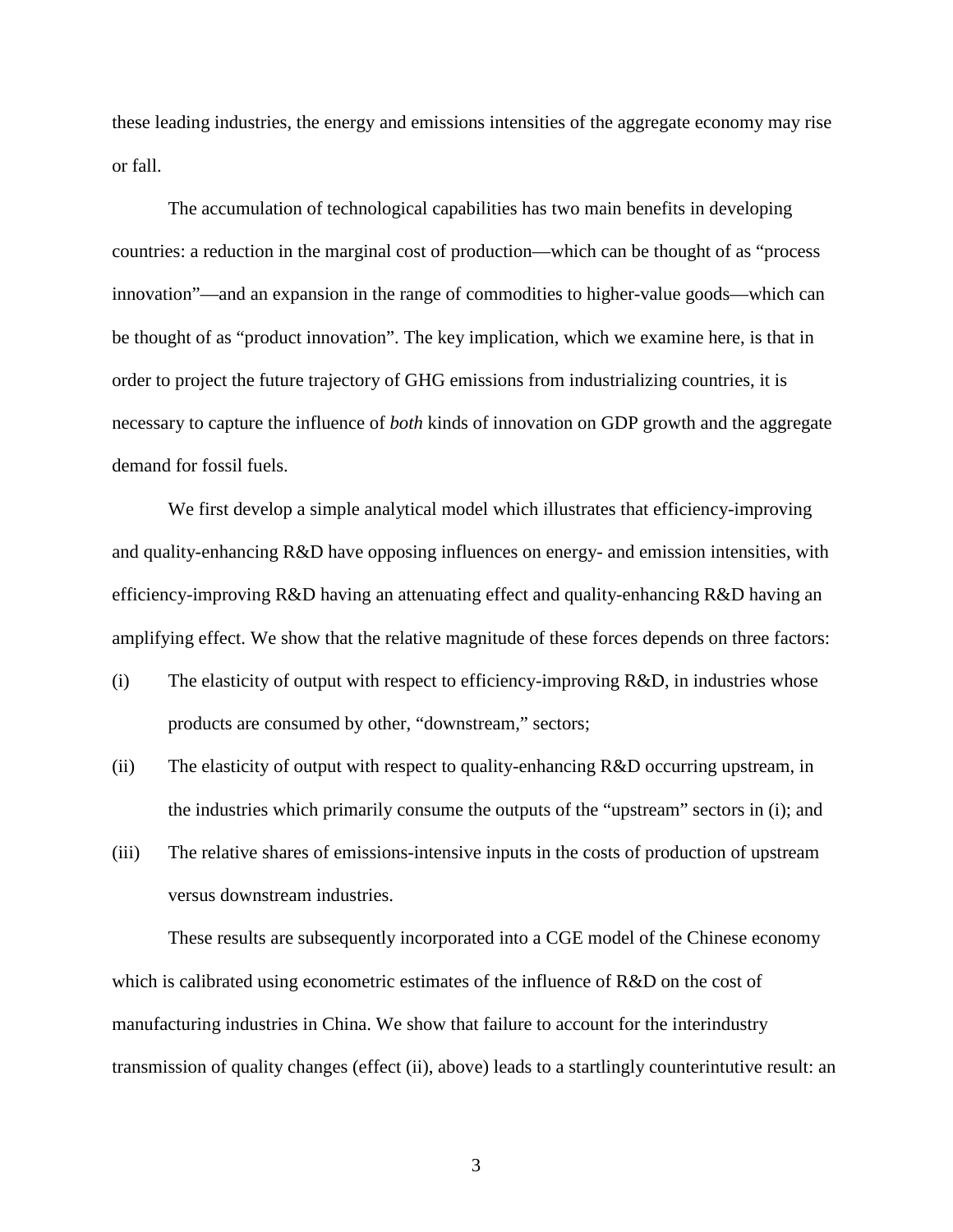these leading industries, the energy and emissions intensities of the aggregate economy may rise or fall.

The accumulation of technological capabilities has two main benefits in developing countries: a reduction in the marginal cost of production—which can be thought of as "process innovation"—and an expansion in the range of commodities to higher-value goods—which can be thought of as "product innovation". The key implication, which we examine here, is that in order to project the future trajectory of GHG emissions from industrializing countries, it is necessary to capture the influence of *both* kinds of innovation on GDP growth and the aggregate demand for fossil fuels.

We first develop a simple analytical model which illustrates that efficiency-improving and quality-enhancing R&D have opposing influences on energy- and emission intensities, with efficiency-improving R&D having an attenuating effect and quality-enhancing R&D having an amplifying effect. We show that the relative magnitude of these forces depends on three factors:

(i) The elasticity of output with respect to efficiency-improving R&D, in industries whose products are consumed by other, "downstream," sectors;

(ii) The elasticity of output with respect to quality-enhancing R&D occurring upstream, in the industries which primarily consume the outputs of the "upstream" sectors in (i); and

(iii) The relative shares of emissions-intensive inputs in the costs of production of upstream versus downstream industries.

These results are subsequently incorporated into a CGE model of the Chinese economy which is calibrated using econometric estimates of the influence of R&D on the cost of manufacturing industries in China. We show that failure to account for the interindustry transmission of quality changes (effect (ii), above) leads to a startlingly counterintutive result: an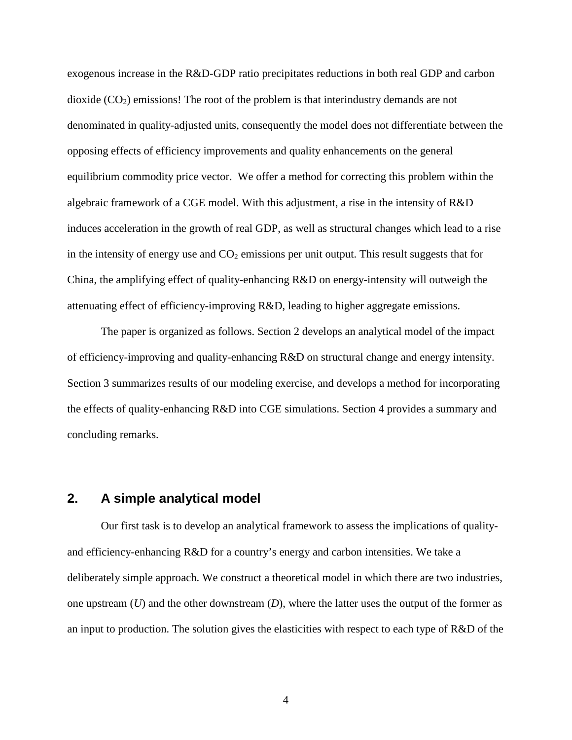exogenous increase in the R&D-GDP ratio precipitates reductions in both real GDP and carbon dioxide ($CO_2$) emissions! The root of the problem is that interindustry demands are not denominated in quality-adjusted units, consequently the model does not differentiate between the opposing effects of efficiency improvements and quality enhancements on the general equilibrium commodity price vector. We offer a method for correcting this problem within the algebraic framework of a CGE model. With this adjustment, a rise in the intensity of R&D induces acceleration in the growth of real GDP, as well as structural changes which lead to a rise in the intensity of energy use and $CO_2$ emissions per unit output. This result suggests that for China, the amplifying effect of quality-enhancing R&D on energy-intensity will outweigh the attenuating effect of efficiency-improving R&D, leading to higher aggregate emissions.

The paper is organized as follows. Section 2 develops an analytical model of the impact of efficiency-improving and quality-enhancing R&D on structural change and energy intensity. Section 3 summarizes results of our modeling exercise, and develops a method for incorporating the effects of quality-enhancing R&D into CGE simulations. Section 4 provides a summary and concluding remarks.

## 2. A simple analytical model

Our first task is to develop an analytical framework to assess the implications of quality- and efficiency-enhancing R&D for a country's energy and carbon intensities. We take a deliberately simple approach. We construct a theoretical model in which there are two industries, one upstream ($U$) and the other downstream ($D$), where the latter uses the output of the former as an input to production. The solution gives the elasticities with respect to each type of R&D of the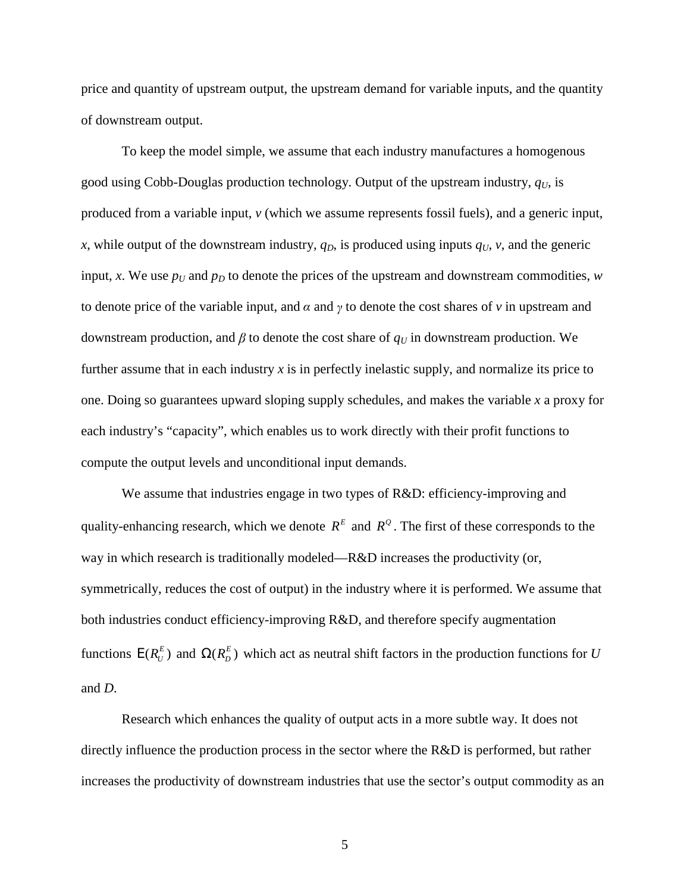price and quantity of upstream output, the upstream demand for variable inputs, and the quantity of downstream output.

To keep the model simple, we assume that each industry manufactures a homogenous good using Cobb-Douglas production technology. Output of the upstream industry, $q_U$, is produced from a variable input, $v$ (which we assume represents fossil fuels), and a generic input, $x$, while output of the downstream industry, $q_D$, is produced using inputs $q_U$, $v$, and the generic input, $x$. We use $p_U$ and $p_D$ to denote the prices of the upstream and downstream commodities, $w$ to denote price of the variable input, and $\alpha$ and $\gamma$ to denote the cost shares of $v$ in upstream and downstream production, and $\beta$ to denote the cost share of $q_U$ in downstream production. We further assume that in each industry $x$ is in perfectly inelastic supply, and normalize its price to one. Doing so guarantees upward sloping supply schedules, and makes the variable $x$ a proxy for each industry's "capacity", which enables us to work directly with their profit functions to compute the output levels and unconditional input demands.

We assume that industries engage in two types of R&D: efficiency-improving and quality-enhancing research, which we denote $R^E$ and $R^Q$. The first of these corresponds to the way in which research is traditionally modeled—R&D increases the productivity (or, symmetrically, reduces the cost of output) in the industry where it is performed. We assume that both industries conduct efficiency-improving R&D, and therefore specify augmentation functions $\mathrm{E}(R_U^E)$ and $\Omega(R_D^E)$ which act as neutral shift factors in the production functions for $U$ and $D$.

Research which enhances the quality of output acts in a more subtle way. It does not directly influence the production process in the sector where the R&D is performed, but rather increases the productivity of downstream industries that use the sector's output commodity as an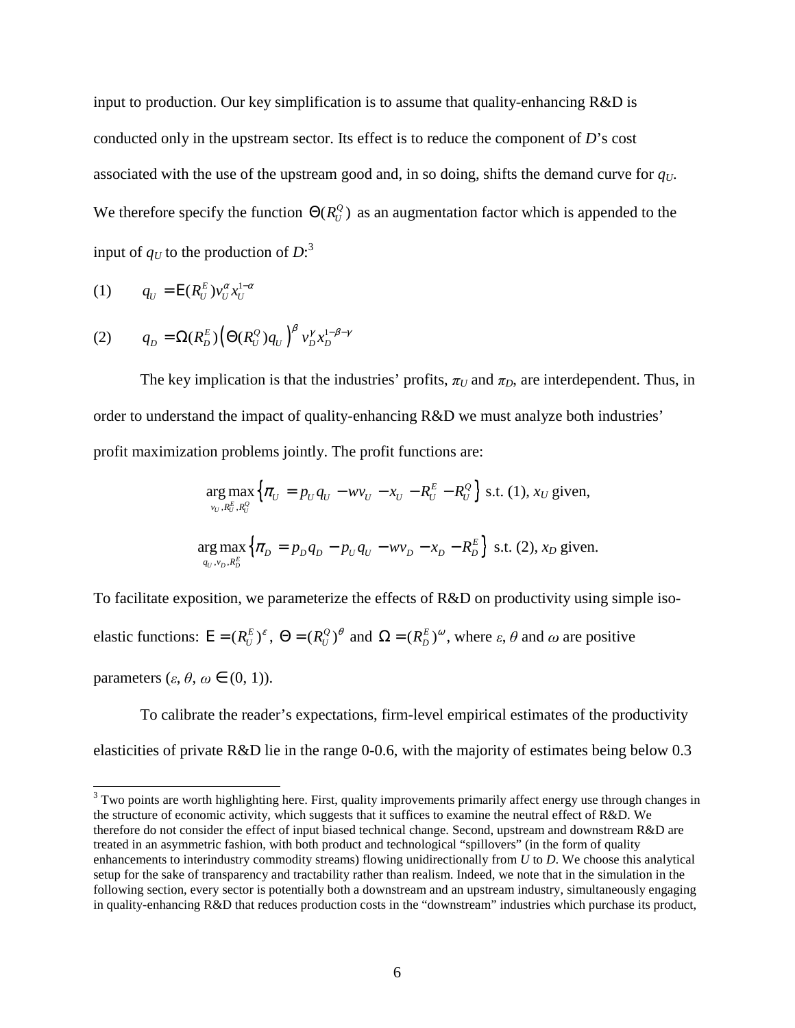input to production. Our key simplification is to assume that quality-enhancing R&D is conducted only in the upstream sector. Its effect is to reduce the component of $D$'s cost associated with the use of the upstream good and, in so doing, shifts the demand curve for $q_U$. We therefore specify the function $\Theta(R_U^Q)$ as an augmentation factor which is appended to the input of $q_U$ to the production of $D$:[3]

$$(1) \qquad q_U = \mathrm{E}(R_U^E) v_U^{\alpha} x_U^{1-\alpha}$$

$$(2) \qquad q_D = \Omega(R_D^E) \left( \Theta(R_U^Q) q_U \right)^{\beta} v_D^{\gamma} x_D^{1-\beta-\gamma}$$

The key implication is that the industries' profits, $\pi_U$ and $\pi_D$, are interdependent. Thus, in order to understand the impact of quality-enhancing R&D we must analyze both industries' profit maximization problems jointly. The profit functions are:

$$\underset{v_U, R_U^E, R_U^Q}{\arg\max} \left\{ \pi_U = p_U q_U - w v_U - x_U - R_U^E - R_U^Q \right\} \text{ s.t. (1), } x_U \text{ given,}$$

$$\underset{q_U, v_D, R_D^E}{\arg\max} \left\{ \pi_D = p_D q_D - p_U q_U - w v_D - x_D - R_D^E \right\} \text{ s.t. (2), } x_D \text{ given.}$$

To facilitate exposition, we parameterize the effects of R&D on productivity using simple iso-elastic functions: $\mathrm{E} = (R_U^E)^{\varepsilon}$, $\Theta = (R_U^Q)^{\theta}$ and $\Omega = (R_D^E)^{\omega}$, where $\varepsilon$, $\theta$ and $\omega$ are positive parameters ($\varepsilon$, $\theta$, $\omega \in (0, 1)$).

To calibrate the reader's expectations, firm-level empirical estimates of the productivity elasticities of private R&D lie in the range 0-0.6, with the majority of estimates being below 0.3

[3] Two points are worth highlighting here. First, quality improvements primarily affect energy use through changes in the structure of economic activity, which suggests that it suffices to examine the neutral effect of R&D. We therefore do not consider the effect of input biased technical change. Second, upstream and downstream R&D are treated in an asymmetric fashion, with both product and technological "spillovers" (in the form of quality enhancements to interindustry commodity streams) flowing unidirectionally from $U$ to $D$. We choose this analytical setup for the sake of transparency and tractability rather than realism. Indeed, we note that in the simulation in the following section, every sector is potentially both a downstream and an upstream industry, simultaneously engaging in quality-enhancing R&D that reduces production costs in the "downstream" industries which purchase its product,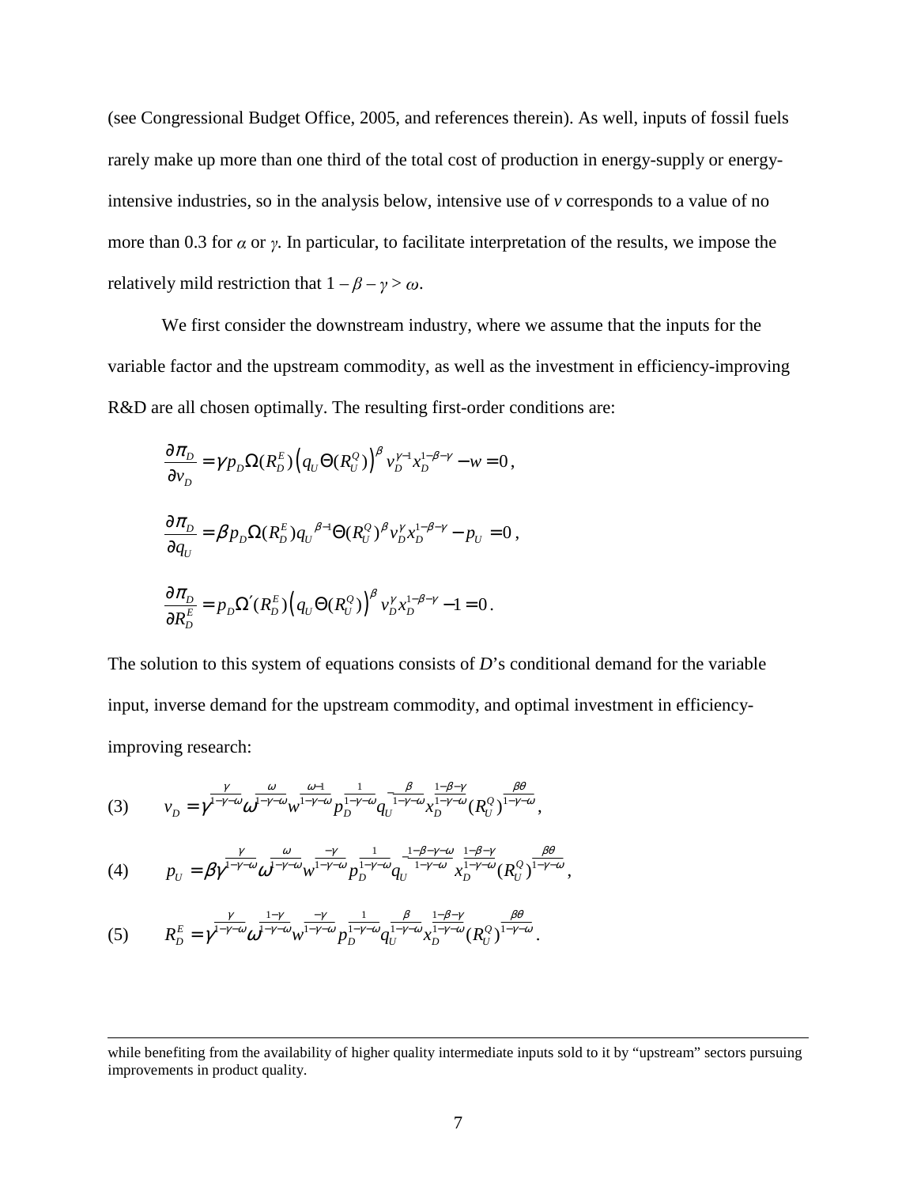(see Congressional Budget Office, 2005, and references therein). As well, inputs of fossil fuels rarely make up more than one third of the total cost of production in energy-supply or energy-intensive industries, so in the analysis below, intensive use of $v$ corresponds to a value of no more than 0.3 for $\alpha$ or $\gamma$. In particular, to facilitate interpretation of the results, we impose the relatively mild restriction that $1 - \beta - \gamma > \omega$.

We first consider the downstream industry, where we assume that the inputs for the variable factor and the upstream commodity, as well as the investment in efficiency-improving R&D are all chosen optimally. The resulting first-order conditions are:

$$\frac{\partial \pi_D}{\partial v_D} = \gamma p_D \Omega(R_D^E) \left( q_U \Theta(R_U^Q) \right)^\beta v_D^{\gamma-1} x_D^{1-\beta-\gamma} - w = 0,$$

$$\frac{\partial \pi_D}{\partial q_U} = \beta p_D \Omega(R_D^E) q_U^{\beta-1} \Theta(R_U^Q)^\beta v_D^\gamma x_D^{1-\beta-\gamma} - p_U = 0,$$

$$\frac{\partial \pi_D}{\partial R_D^E} = p_D \Omega'(R_D^E) \left( q_U \Theta(R_U^Q) \right)^\beta v_D^\gamma x_D^{1-\beta-\gamma} - 1 = 0.$$

The solution to this system of equations consists of $D$'s conditional demand for the variable input, inverse demand for the upstream commodity, and optimal investment in efficiency-improving research:

$$v_D = \gamma^{\frac{\gamma}{1-\gamma-\omega}} \omega^{\frac{\omega}{1-\gamma-\omega}} w^{\frac{\omega-1}{1-\gamma-\omega}} p_D^{\frac{1}{1-\gamma-\omega}} q_U^{\frac{\beta}{1-\gamma-\omega}} x_D^{\frac{1-\beta-\gamma}{1-\gamma-\omega}} (R_U^Q)^{\frac{\beta\theta}{1-\gamma-\omega}}, \tag{3}$$

$$p_U = \beta \gamma^{\frac{\gamma}{1-\gamma-\omega}} \omega^{\frac{\omega}{1-\gamma-\omega}} w^{\frac{-\gamma}{1-\gamma-\omega}} p_D^{\frac{1}{1-\gamma-\omega}} q_U^{-\frac{1-\beta-\gamma-\omega}{1-\gamma-\omega}} x_D^{\frac{1-\beta-\gamma}{1-\gamma-\omega}} (R_U^Q)^{\frac{\beta\theta}{1-\gamma-\omega}}, \tag{4}$$

$$R_D^E = \gamma^{\frac{\gamma}{1-\gamma-\omega}} \omega^{\frac{1-\gamma}{1-\gamma-\omega}} w^{\frac{-\gamma}{1-\gamma-\omega}} p_D^{\frac{1}{1-\gamma-\omega}} q_U^{\frac{\beta}{1-\gamma-\omega}} x_D^{\frac{1-\beta-\gamma}{1-\gamma-\omega}} (R_U^Q)^{\frac{\beta\theta}{1-\gamma-\omega}}. \tag{5}$$

---

while benefiting from the availability of higher quality intermediate inputs sold to it by "upstream" sectors pursuing improvements in product quality.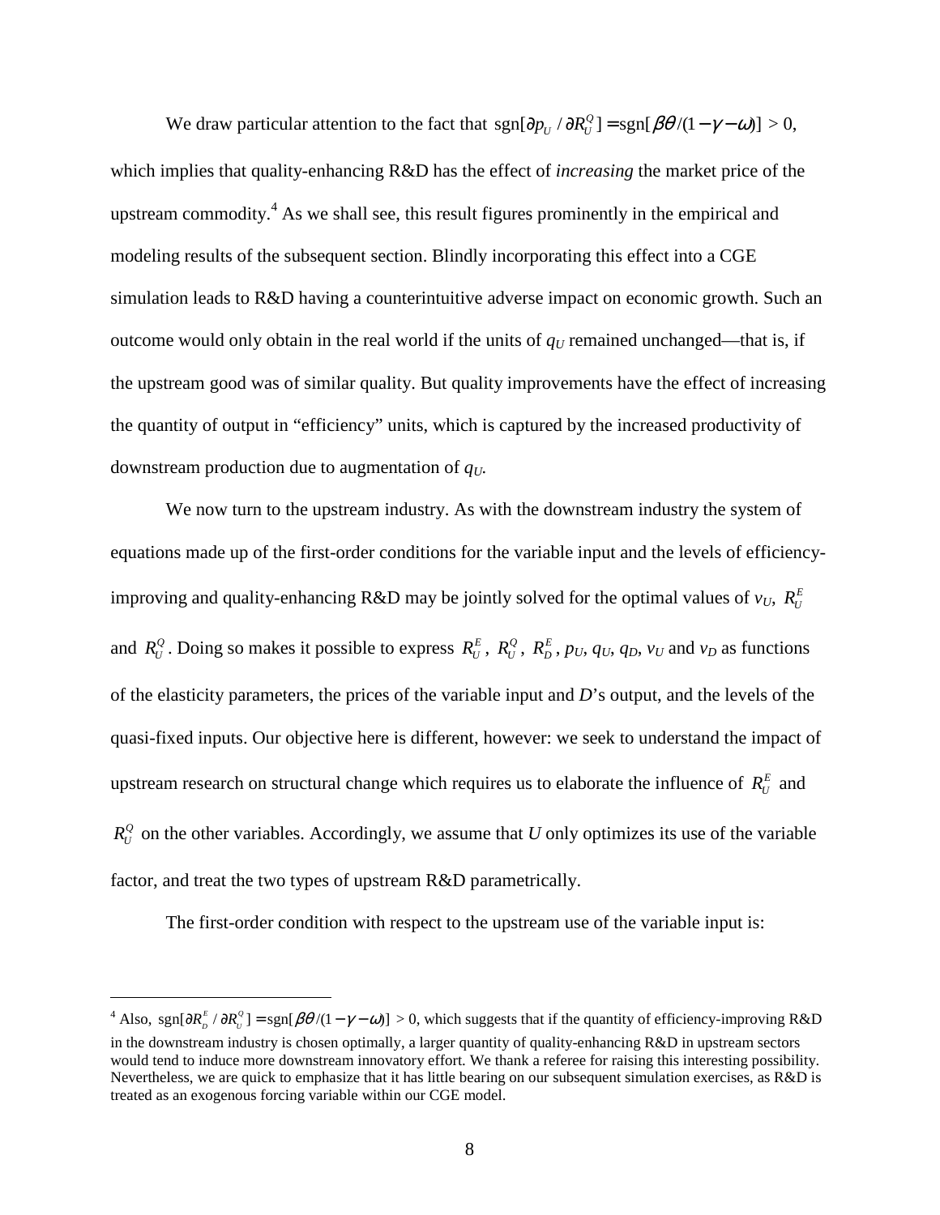We draw particular attention to the fact that $\text{sgn}[\partial p_U / \partial R_U^Q] = \text{sgn}[\beta\theta/(1-\gamma-\omega)] > 0$, which implies that quality-enhancing R&D has the effect of *increasing* the market price of the upstream commodity.[4] As we shall see, this result figures prominently in the empirical and modeling results of the subsequent section. Blindly incorporating this effect into a CGE simulation leads to R&D having a counterintuitive adverse impact on economic growth. Such an outcome would only obtain in the real world if the units of $q_U$ remained unchanged—that is, if the upstream good was of similar quality. But quality improvements have the effect of increasing the quantity of output in "efficiency" units, which is captured by the increased productivity of downstream production due to augmentation of $q_U$.

We now turn to the upstream industry. As with the downstream industry the system of equations made up of the first-order conditions for the variable input and the levels of efficiency-improving and quality-enhancing R&D may be jointly solved for the optimal values of $v_U$, $R_U^E$ and $R_U^Q$. Doing so makes it possible to express $R_U^E$, $R_U^Q$, $R_D^E$, $p_U$, $q_U$, $q_D$, $v_U$ and $v_D$ as functions of the elasticity parameters, the prices of the variable input and *D*'s output, and the levels of the quasi-fixed inputs. Our objective here is different, however: we seek to understand the impact of upstream research on structural change which requires us to elaborate the influence of $R_U^E$ and $R_U^Q$ on the other variables. Accordingly, we assume that *U* only optimizes its use of the variable factor, and treat the two types of upstream R&D parametrically.

The first-order condition with respect to the upstream use of the variable input is:

---

[4] Also, $\text{sgn}[\partial R_D^E / \partial R_U^Q] = \text{sgn}[\beta\theta/(1-\gamma-\omega)] > 0$, which suggests that if the quantity of efficiency-improving R&D in the downstream industry is chosen optimally, a larger quantity of quality-enhancing R&D in upstream sectors would tend to induce more downstream innovatory effort. We thank a referee for raising this interesting possibility. Nevertheless, we are quick to emphasize that it has little bearing on our subsequent simulation exercises, as R&D is treated as an exogenous forcing variable within our CGE model.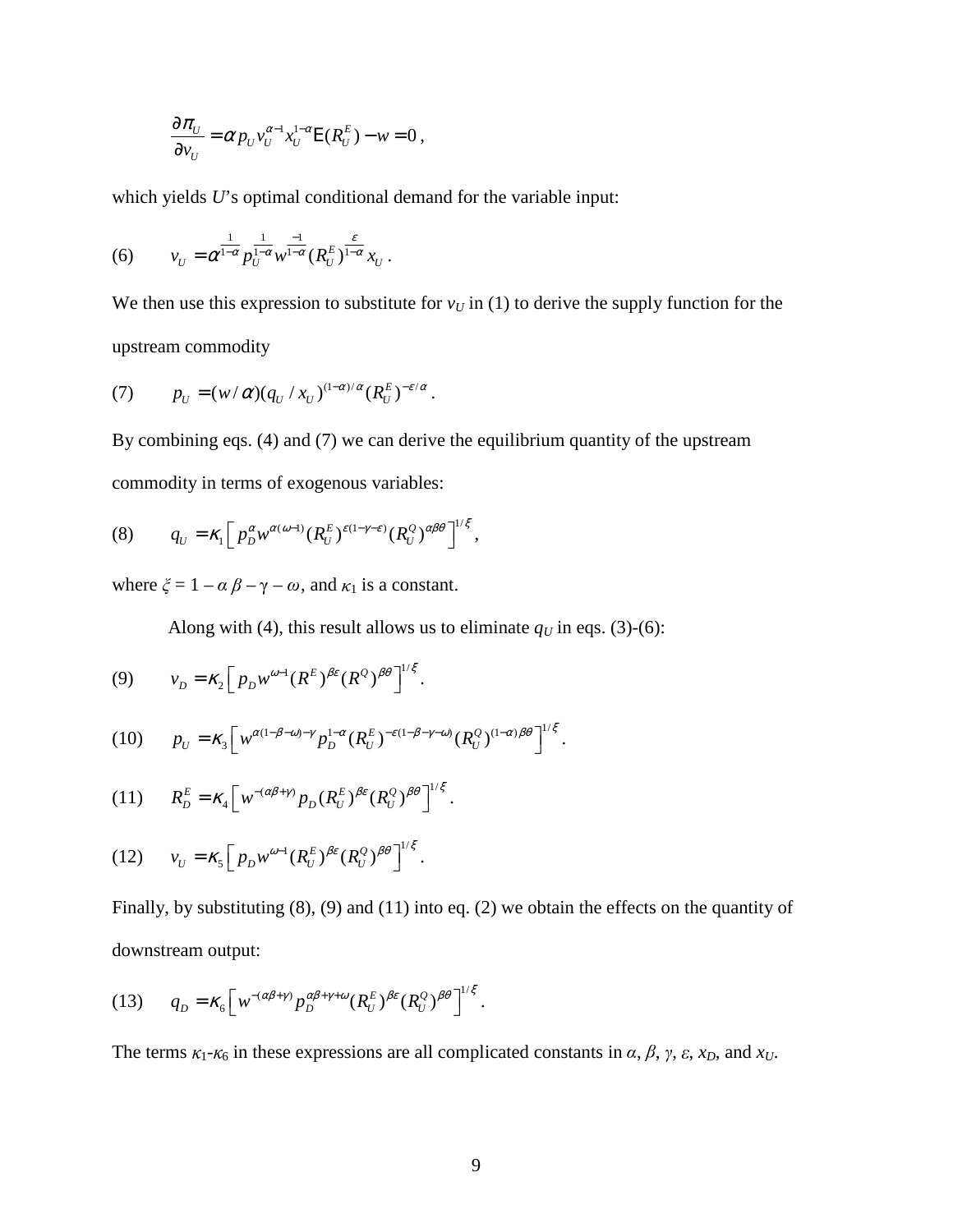$$\frac{\partial \pi_U}{\partial v_U} = \alpha p_U v_U^{\alpha-1} x_U^{1-\alpha} \mathrm{E}(R_U^E) - w = 0\,,$$

which yields *U*'s optimal conditional demand for the variable input:

$$(6) \qquad v_U = \alpha^{\frac{1}{1-\alpha}} p_U^{\frac{1}{1-\alpha}} w^{\frac{-1}{1-\alpha}} (R_U^E)^{\frac{\varepsilon}{1-\alpha}} x_U\,.$$

We then use this expression to substitute for $v_U$ in (1) to derive the supply function for the upstream commodity

$$(7) \qquad p_U = (w/\alpha)(q_U / x_U)^{(1-\alpha)/\alpha} (R_U^E)^{-\varepsilon/\alpha}\,.$$

By combining eqs. (4) and (7) we can derive the equilibrium quantity of the upstream commodity in terms of exogenous variables:

$$(8) \qquad q_U = \kappa_1 \left[ p_D^{\alpha} w^{\alpha(\omega-1)} (R_U^E)^{\varepsilon(1-\gamma-\varepsilon)} (R_U^Q)^{\alpha\beta\theta} \right]^{1/\xi},$$

where $\xi = 1 - \alpha\,\beta - \gamma - \omega$, and $\kappa_1$ is a constant.

Along with (4), this result allows us to eliminate $q_U$ in eqs. (3)-(6):

$$(9) \qquad v_D = \kappa_2 \left[ p_D w^{\omega-1} (R^E)^{\beta\varepsilon} (R^Q)^{\beta\theta} \right]^{1/\xi}.$$

$$(10) \qquad p_U = \kappa_3 \left[ w^{\alpha(1-\beta-\omega)-\gamma} p_D^{1-\alpha} (R_U^E)^{-\varepsilon(1-\beta-\gamma-\omega)} (R_U^Q)^{(1-\alpha)\beta\theta} \right]^{1/\xi}.$$

$$(11) \qquad R_D^E = \kappa_4 \left[ w^{-(\alpha\beta+\gamma)} p_D (R_U^E)^{\beta\varepsilon} (R_U^Q)^{\beta\theta} \right]^{1/\xi}.$$

$$(12) \qquad v_U = \kappa_5 \left[ p_D w^{\omega-1} (R_U^E)^{\beta\varepsilon} (R_U^Q)^{\beta\theta} \right]^{1/\xi}.$$

Finally, by substituting (8), (9) and (11) into eq. (2) we obtain the effects on the quantity of downstream output:

$$(13) \qquad q_D = \kappa_6 \left[ w^{-(\alpha\beta+\gamma)} p_D^{\alpha\beta+\gamma+\omega} (R_U^E)^{\beta\varepsilon} (R_U^Q)^{\beta\theta} \right]^{1/\xi}.$$

The terms $\kappa_1$-$\kappa_6$ in these expressions are all complicated constants in $\alpha$, $\beta$, $\gamma$, $\varepsilon$, $x_D$, and $x_U$.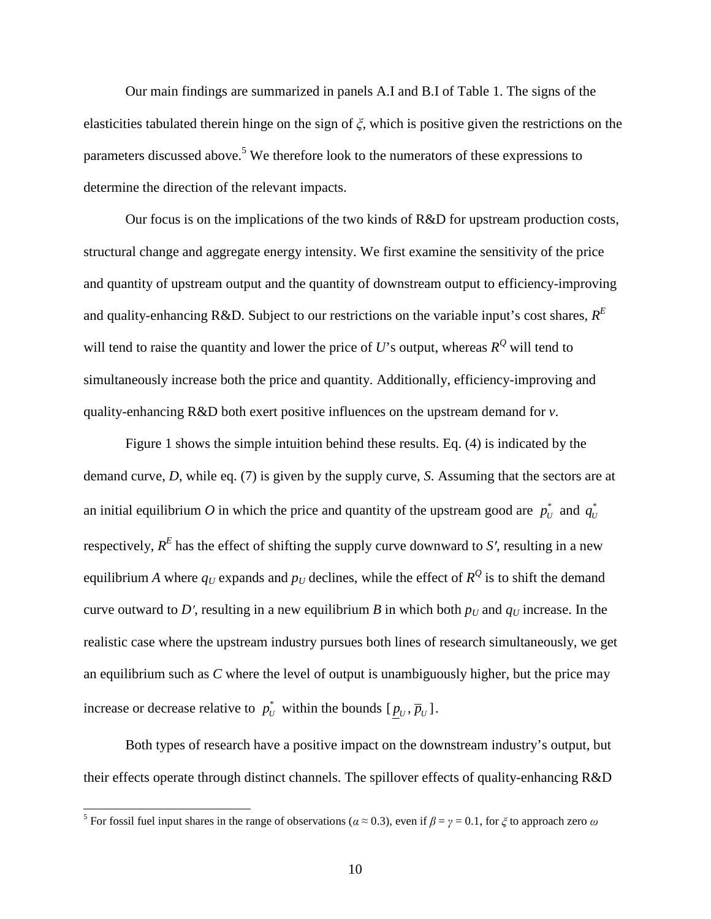Our main findings are summarized in panels A.I and B.I of Table 1. The signs of the elasticities tabulated therein hinge on the sign of $\xi$, which is positive given the restrictions on the parameters discussed above.[5] We therefore look to the numerators of these expressions to determine the direction of the relevant impacts.

Our focus is on the implications of the two kinds of R&D for upstream production costs, structural change and aggregate energy intensity. We first examine the sensitivity of the price and quantity of upstream output and the quantity of downstream output to efficiency-improving and quality-enhancing R&D. Subject to our restrictions on the variable input's cost shares, $R^E$ will tend to raise the quantity and lower the price of *U*'s output, whereas $R^Q$ will tend to simultaneously increase both the price and quantity. Additionally, efficiency-improving and quality-enhancing R&D both exert positive influences on the upstream demand for *v*.

Figure 1 shows the simple intuition behind these results. Eq. (4) is indicated by the demand curve, *D*, while eq. (7) is given by the supply curve, *S*. Assuming that the sectors are at an initial equilibrium *O* in which the price and quantity of the upstream good are $p_U^*$ and $q_U^*$ respectively, $R^E$ has the effect of shifting the supply curve downward to *S′*, resulting in a new equilibrium *A* where $q_U$ expands and $p_U$ declines, while the effect of $R^Q$ is to shift the demand curve outward to *D′*, resulting in a new equilibrium *B* in which both $p_U$ and $q_U$ increase. In the realistic case where the upstream industry pursues both lines of research simultaneously, we get an equilibrium such as *C* where the level of output is unambiguously higher, but the price may increase or decrease relative to $p_U^*$ within the bounds $[\underline{p}_U, \overline{p}_U]$.

Both types of research have a positive impact on the downstream industry's output, but their effects operate through distinct channels. The spillover effects of quality-enhancing R&D

[5] For fossil fuel input shares in the range of observations ($\alpha \approx 0.3$), even if $\beta = \gamma = 0.1$, for $\xi$ to approach zero $\omega$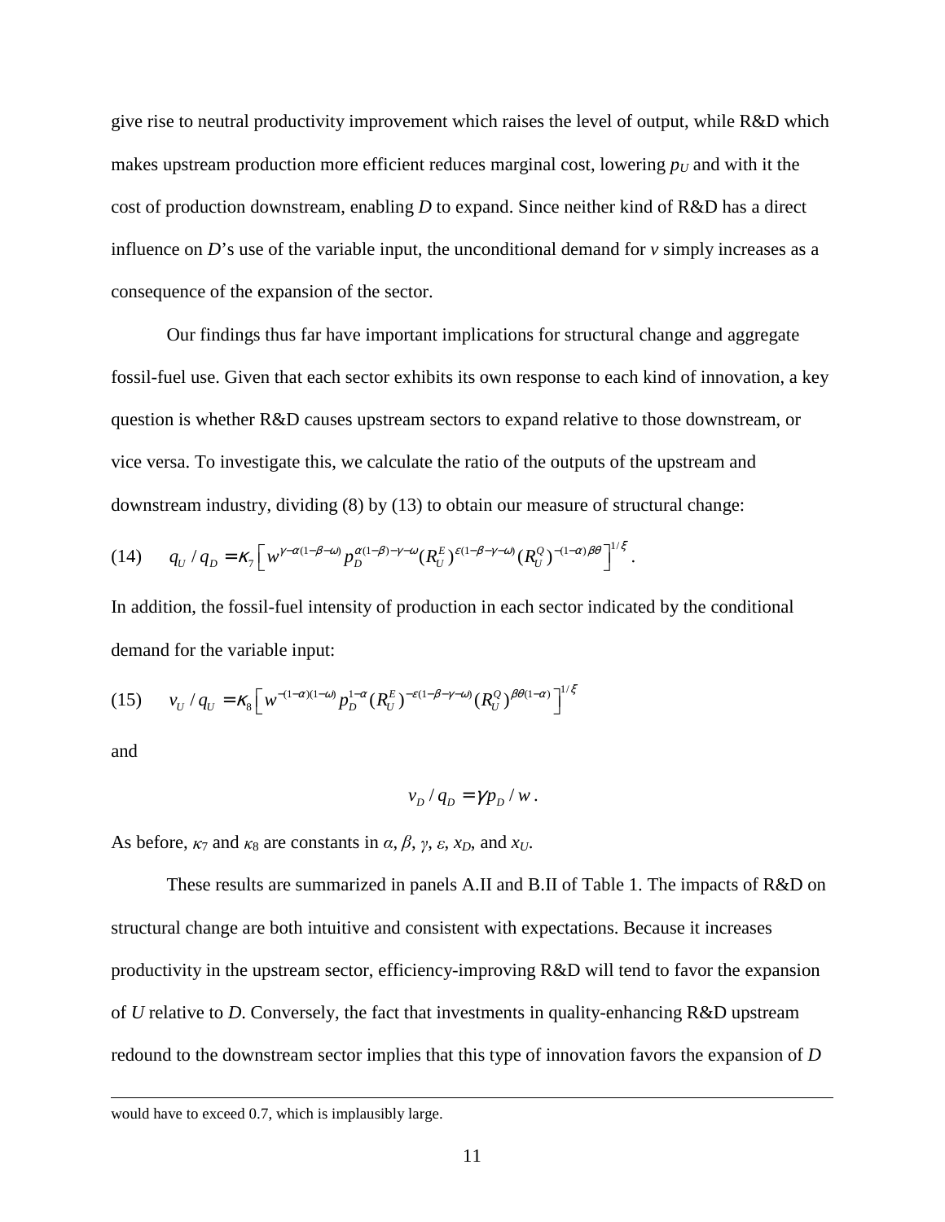give rise to neutral productivity improvement which raises the level of output, while R&D which makes upstream production more efficient reduces marginal cost, lowering $p_U$ and with it the cost of production downstream, enabling $D$ to expand. Since neither kind of R&D has a direct influence on $D$'s use of the variable input, the unconditional demand for $v$ simply increases as a consequence of the expansion of the sector.

Our findings thus far have important implications for structural change and aggregate fossil-fuel use. Given that each sector exhibits its own response to each kind of innovation, a key question is whether R&D causes upstream sectors to expand relative to those downstream, or vice versa. To investigate this, we calculate the ratio of the outputs of the upstream and downstream industry, dividing (8) by (13) to obtain our measure of structural change:

$$(14) \qquad q_U / q_D = \kappa_7 \left[ w^{\gamma-\alpha(1-\beta-\omega)} p_D^{\alpha(1-\beta)-\gamma-\omega} (R_U^E)^{\varepsilon(1-\beta-\gamma-\omega)} (R_U^Q)^{-(1-\alpha)\beta\theta} \right]^{1/\xi}.$$

In addition, the fossil-fuel intensity of production in each sector indicated by the conditional demand for the variable input:

$$(15) \qquad v_U / q_U = \kappa_8 \left[ w^{-(1-\alpha)(1-\omega)} p_D^{1-\alpha} (R_U^E)^{-\varepsilon(1-\beta-\gamma-\omega)} (R_U^Q)^{\beta\theta(1-\alpha)} \right]^{1/\xi}$$

and

$$v_D / q_D = \gamma p_D / w .$$

As before, $\kappa_7$ and $\kappa_8$ are constants in $\alpha$, $\beta$, $\gamma$, $\varepsilon$, $x_D$, and $x_U$.

These results are summarized in panels A.II and B.II of Table 1. The impacts of R&D on structural change are both intuitive and consistent with expectations. Because it increases productivity in the upstream sector, efficiency-improving R&D will tend to favor the expansion of $U$ relative to $D$. Conversely, the fact that investments in quality-enhancing R&D upstream redound to the downstream sector implies that this type of innovation favors the expansion of $D$

---

would have to exceed 0.7, which is implausibly large.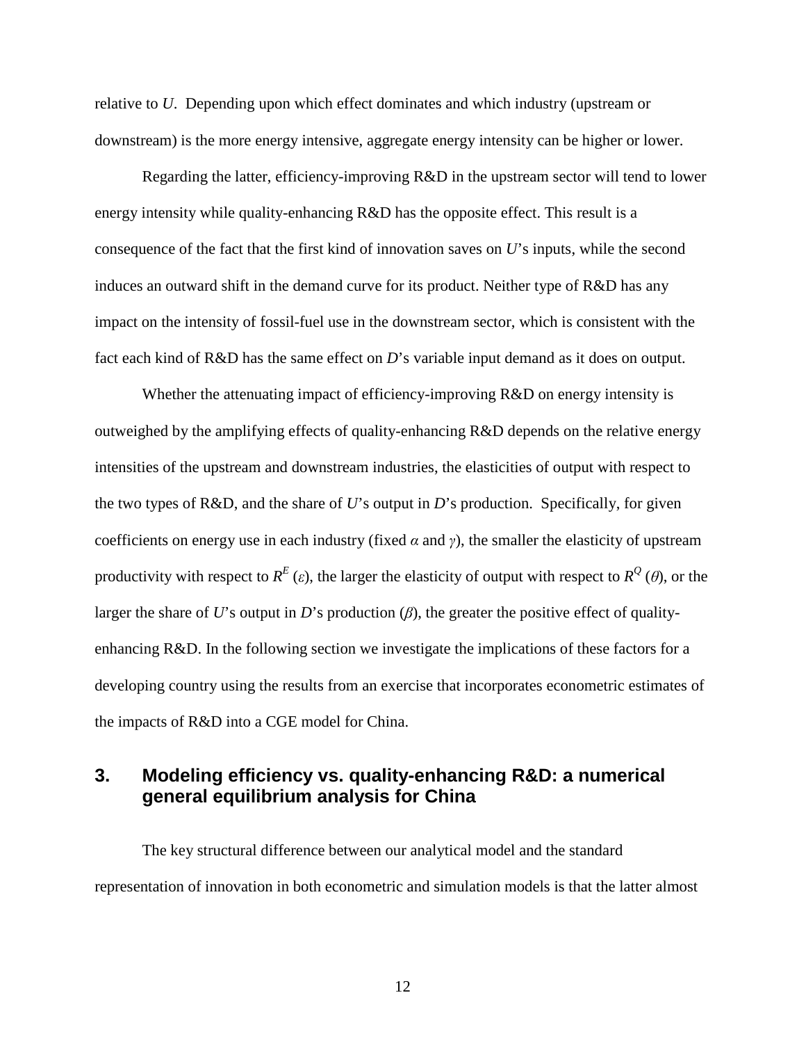relative to *U*. Depending upon which effect dominates and which industry (upstream or downstream) is the more energy intensive, aggregate energy intensity can be higher or lower.

Regarding the latter, efficiency-improving R&D in the upstream sector will tend to lower energy intensity while quality-enhancing R&D has the opposite effect. This result is a consequence of the fact that the first kind of innovation saves on *U*'s inputs, while the second induces an outward shift in the demand curve for its product. Neither type of R&D has any impact on the intensity of fossil-fuel use in the downstream sector, which is consistent with the fact each kind of R&D has the same effect on *D*'s variable input demand as it does on output.

Whether the attenuating impact of efficiency-improving R&D on energy intensity is outweighed by the amplifying effects of quality-enhancing R&D depends on the relative energy intensities of the upstream and downstream industries, the elasticities of output with respect to the two types of R&D, and the share of *U*'s output in *D*'s production. Specifically, for given coefficients on energy use in each industry (fixed $\alpha$ and $\gamma$), the smaller the elasticity of upstream productivity with respect to $R^E$ ($\varepsilon$), the larger the elasticity of output with respect to $R^Q$ ($\theta$), or the larger the share of *U*'s output in *D*'s production ($\beta$), the greater the positive effect of quality-enhancing R&D. In the following section we investigate the implications of these factors for a developing country using the results from an exercise that incorporates econometric estimates of the impacts of R&D into a CGE model for China.

## 3. Modeling efficiency vs. quality-enhancing R&D: a numerical general equilibrium analysis for China

The key structural difference between our analytical model and the standard representation of innovation in both econometric and simulation models is that the latter almost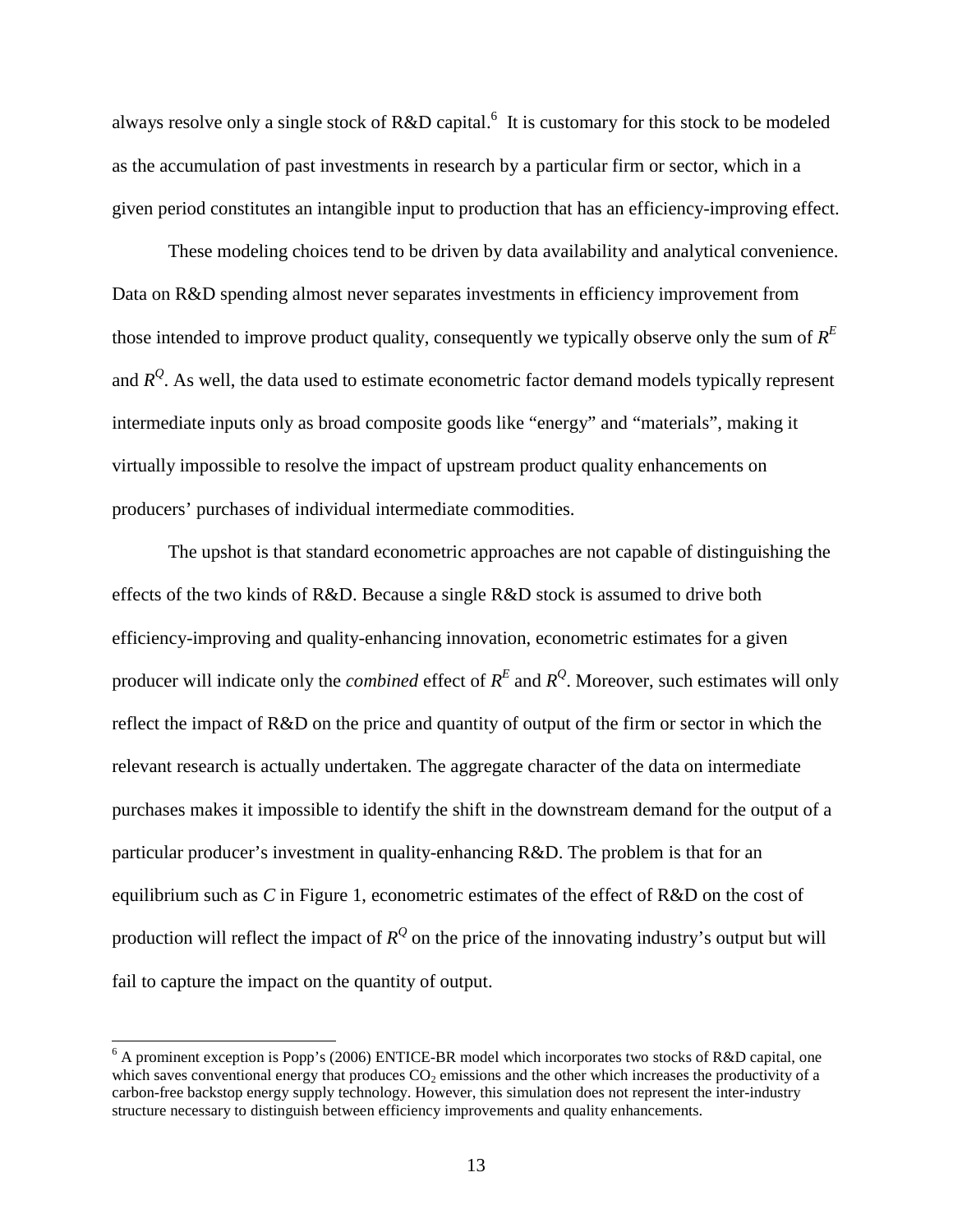always resolve only a single stock of R&D capital.[6] It is customary for this stock to be modeled as the accumulation of past investments in research by a particular firm or sector, which in a given period constitutes an intangible input to production that has an efficiency-improving effect.

These modeling choices tend to be driven by data availability and analytical convenience. Data on R&D spending almost never separates investments in efficiency improvement from those intended to improve product quality, consequently we typically observe only the sum of $R^E$ and $R^Q$. As well, the data used to estimate econometric factor demand models typically represent intermediate inputs only as broad composite goods like "energy" and "materials", making it virtually impossible to resolve the impact of upstream product quality enhancements on producers' purchases of individual intermediate commodities.

The upshot is that standard econometric approaches are not capable of distinguishing the effects of the two kinds of R&D. Because a single R&D stock is assumed to drive both efficiency-improving and quality-enhancing innovation, econometric estimates for a given producer will indicate only the *combined* effect of $R^E$ and $R^Q$. Moreover, such estimates will only reflect the impact of R&D on the price and quantity of output of the firm or sector in which the relevant research is actually undertaken. The aggregate character of the data on intermediate purchases makes it impossible to identify the shift in the downstream demand for the output of a particular producer's investment in quality-enhancing R&D. The problem is that for an equilibrium such as *C* in Figure 1, econometric estimates of the effect of R&D on the cost of production will reflect the impact of $R^Q$ on the price of the innovating industry's output but will fail to capture the impact on the quantity of output.

[6] A prominent exception is Popp's (2006) ENTICE-BR model which incorporates two stocks of R&D capital, one which saves conventional energy that produces $CO_2$ emissions and the other which increases the productivity of a carbon-free backstop energy supply technology. However, this simulation does not represent the inter-industry structure necessary to distinguish between efficiency improvements and quality enhancements.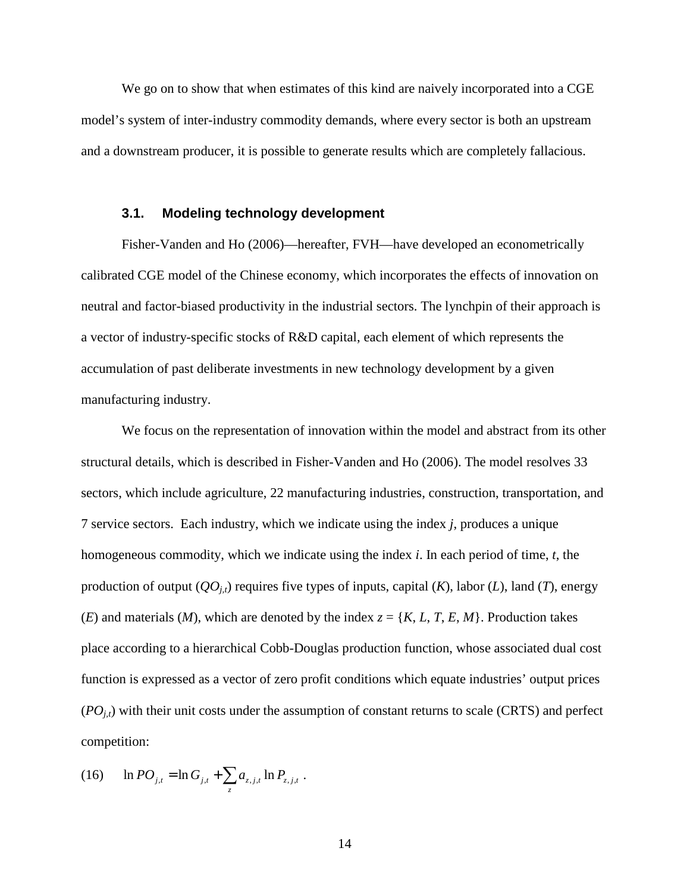We go on to show that when estimates of this kind are naively incorporated into a CGE model's system of inter-industry commodity demands, where every sector is both an upstream and a downstream producer, it is possible to generate results which are completely fallacious.

### 3.1. Modeling technology development

Fisher-Vanden and Ho (2006)—hereafter, FVH—have developed an econometrically calibrated CGE model of the Chinese economy, which incorporates the effects of innovation on neutral and factor-biased productivity in the industrial sectors. The lynchpin of their approach is a vector of industry-specific stocks of R&D capital, each element of which represents the accumulation of past deliberate investments in new technology development by a given manufacturing industry.

We focus on the representation of innovation within the model and abstract from its other structural details, which is described in Fisher-Vanden and Ho (2006). The model resolves 33 sectors, which include agriculture, 22 manufacturing industries, construction, transportation, and 7 service sectors. Each industry, which we indicate using the index $j$, produces a unique homogeneous commodity, which we indicate using the index $i$. In each period of time, $t$, the production of output ($QO_{j,t}$) requires five types of inputs, capital ($K$), labor ($L$), land ($T$), energy ($E$) and materials ($M$), which are denoted by the index $z = \{K, L, T, E, M\}$. Production takes place according to a hierarchical Cobb-Douglas production function, whose associated dual cost function is expressed as a vector of zero profit conditions which equate industries' output prices ($PO_{j,t}$) with their unit costs under the assumption of constant returns to scale (CRTS) and perfect competition:

$$\text{(16)} \qquad \ln PO_{j,t} = \ln G_{j,t} + \sum_{z} a_{z,j,t} \ln P_{z,j,t} \ .$$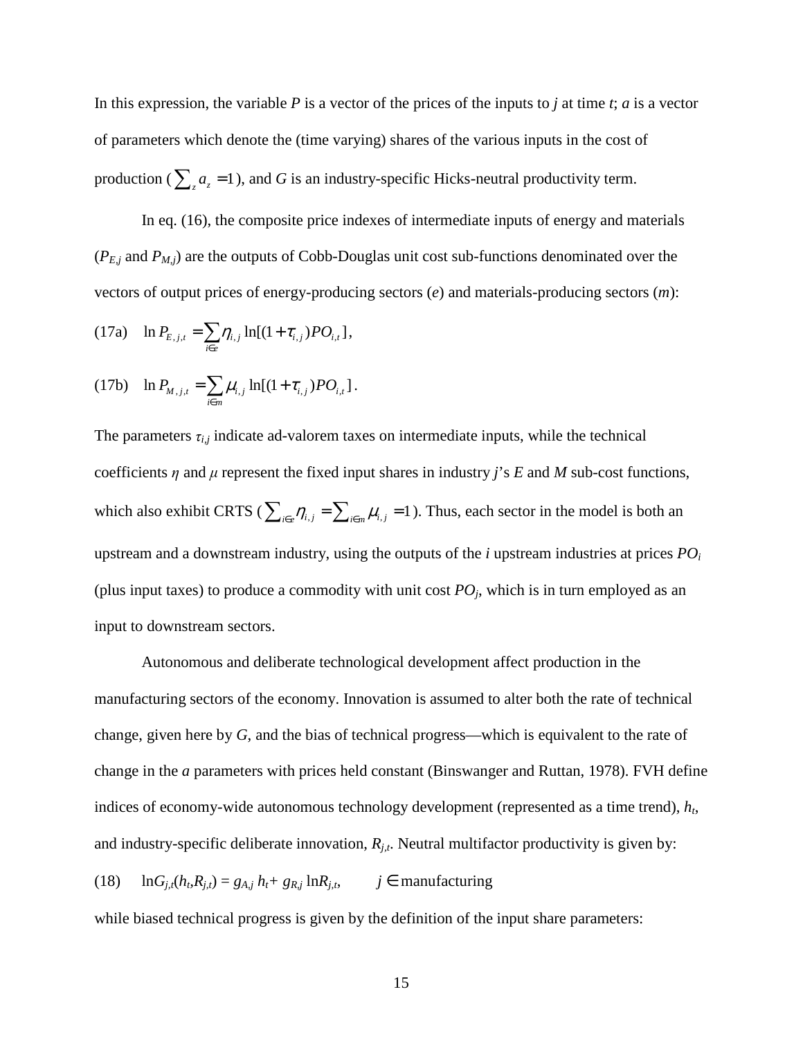In this expression, the variable $P$ is a vector of the prices of the inputs to $j$ at time $t$; $a$ is a vector of parameters which denote the (time varying) shares of the various inputs in the cost of production ($\sum_z a_z = 1$), and $G$ is an industry-specific Hicks-neutral productivity term.

In eq. (16), the composite price indexes of intermediate inputs of energy and materials ($P_{E,j}$ and $P_{M,j}$) are the outputs of Cobb-Douglas unit cost sub-functions denominated over the vectors of output prices of energy-producing sectors ($e$) and materials-producing sectors ($m$):

(17a) $$\ln P_{E,j,t} = \sum_{i \in e} \eta_{i,j} \ln[(1+\tau_{i,j}) PO_{i,t}],$$

(17b) $$\ln P_{M,j,t} = \sum_{i \in m} \mu_{i,j} \ln[(1+\tau_{i,j}) PO_{i,t}].$$

The parameters $\tau_{i,j}$ indicate ad-valorem taxes on intermediate inputs, while the technical coefficients $\eta$ and $\mu$ represent the fixed input shares in industry $j$'s $E$ and $M$ sub-cost functions, which also exhibit CRTS ($\sum_{i \in e} \eta_{i,j} = \sum_{i \in m} \mu_{i,j} = 1$). Thus, each sector in the model is both an upstream and a downstream industry, using the outputs of the $i$ upstream industries at prices $PO_i$ (plus input taxes) to produce a commodity with unit cost $PO_j$, which is in turn employed as an input to downstream sectors.

Autonomous and deliberate technological development affect production in the manufacturing sectors of the economy. Innovation is assumed to alter both the rate of technical change, given here by $G$, and the bias of technical progress—which is equivalent to the rate of change in the $a$ parameters with prices held constant (Binswanger and Ruttan, 1978). FVH define indices of economy-wide autonomous technology development (represented as a time trend), $h_t$, and industry-specific deliberate innovation, $R_{j,t}$. Neutral multifactor productivity is given by:

(18) $$\ln G_{j,t}(h_t, R_{j,t}) = g_{A,j}\, h_t + g_{R,j} \ln R_{j,t}, \qquad j \in \text{manufacturing}$$

while biased technical progress is given by the definition of the input share parameters: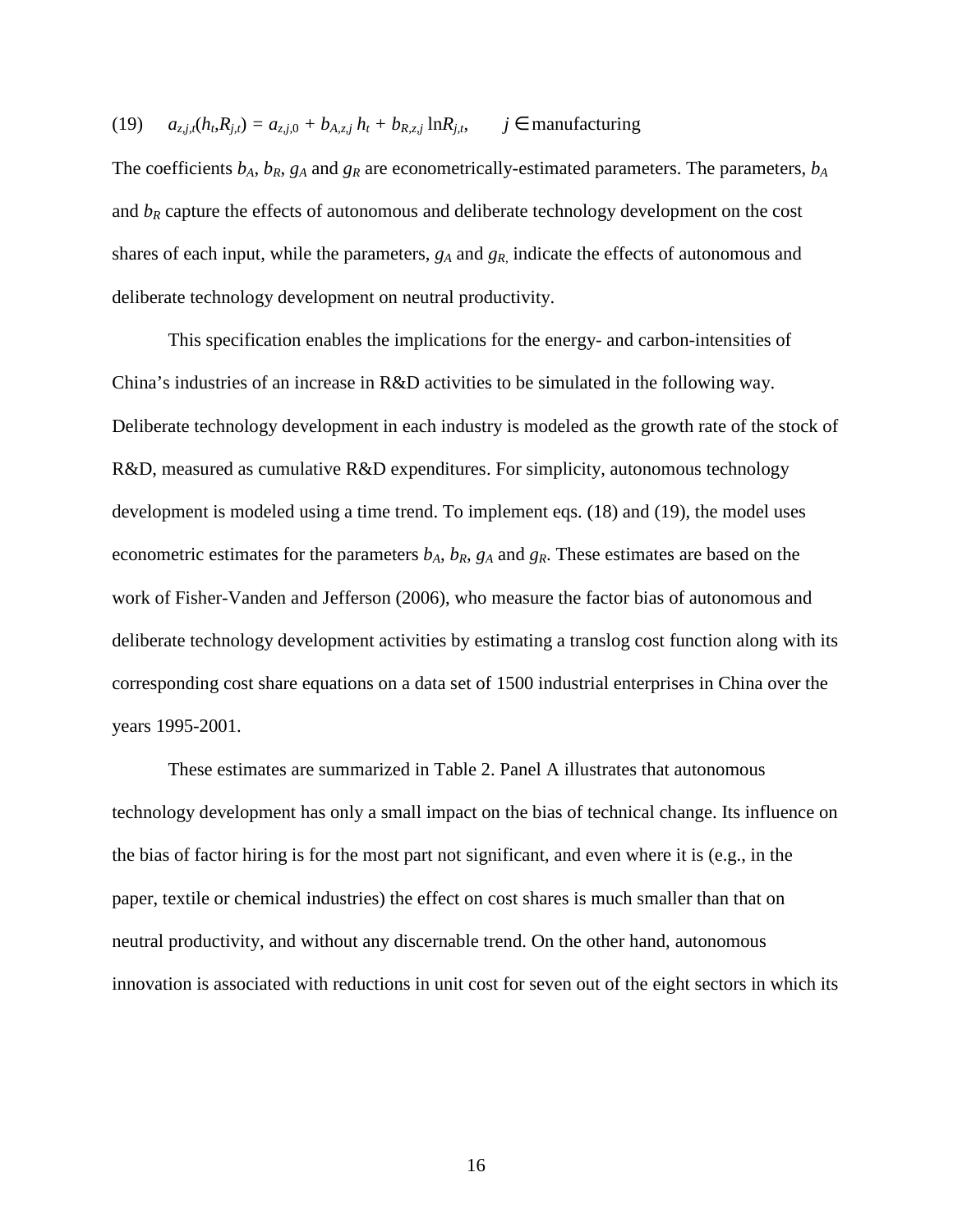$$(19) \qquad a_{z,j,t}(h_t, R_{j,t}) = a_{z,j,0} + b_{A,z,j}\, h_t + b_{R,z,j} \ln R_{j,t}, \qquad j \in \text{manufacturing}$$

The coefficients $b_A$, $b_R$, $g_A$ and $g_R$ are econometrically-estimated parameters. The parameters, $b_A$ and $b_R$ capture the effects of autonomous and deliberate technology development on the cost shares of each input, while the parameters, $g_A$ and $g_R$, indicate the effects of autonomous and deliberate technology development on neutral productivity.

This specification enables the implications for the energy- and carbon-intensities of China's industries of an increase in R&D activities to be simulated in the following way. Deliberate technology development in each industry is modeled as the growth rate of the stock of R&D, measured as cumulative R&D expenditures. For simplicity, autonomous technology development is modeled using a time trend. To implement eqs. (18) and (19), the model uses econometric estimates for the parameters $b_A$, $b_R$, $g_A$ and $g_R$. These estimates are based on the work of Fisher-Vanden and Jefferson (2006), who measure the factor bias of autonomous and deliberate technology development activities by estimating a translog cost function along with its corresponding cost share equations on a data set of 1500 industrial enterprises in China over the years 1995-2001.

These estimates are summarized in Table 2. Panel A illustrates that autonomous technology development has only a small impact on the bias of technical change. Its influence on the bias of factor hiring is for the most part not significant, and even where it is (e.g., in the paper, textile or chemical industries) the effect on cost shares is much smaller than that on neutral productivity, and without any discernable trend. On the other hand, autonomous innovation is associated with reductions in unit cost for seven out of the eight sectors in which its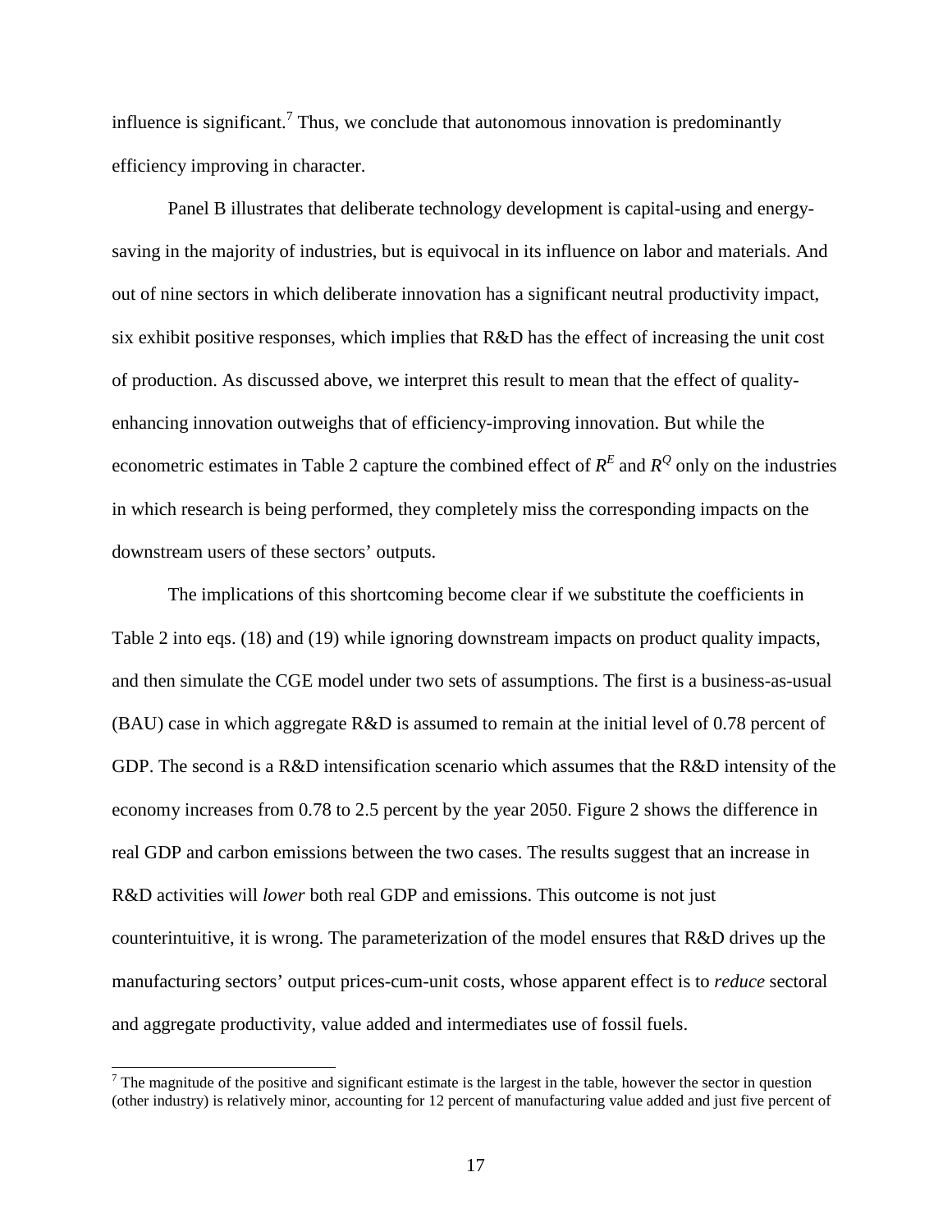influence is significant.[7] Thus, we conclude that autonomous innovation is predominantly efficiency improving in character.

Panel B illustrates that deliberate technology development is capital-using and energy-saving in the majority of industries, but is equivocal in its influence on labor and materials. And out of nine sectors in which deliberate innovation has a significant neutral productivity impact, six exhibit positive responses, which implies that R&D has the effect of increasing the unit cost of production. As discussed above, we interpret this result to mean that the effect of quality-enhancing innovation outweighs that of efficiency-improving innovation. But while the econometric estimates in Table 2 capture the combined effect of $R^E$ and $R^Q$ only on the industries in which research is being performed, they completely miss the corresponding impacts on the downstream users of these sectors' outputs.

The implications of this shortcoming become clear if we substitute the coefficients in Table 2 into eqs. (18) and (19) while ignoring downstream impacts on product quality impacts, and then simulate the CGE model under two sets of assumptions. The first is a business-as-usual (BAU) case in which aggregate R&D is assumed to remain at the initial level of 0.78 percent of GDP. The second is a R&D intensification scenario which assumes that the R&D intensity of the economy increases from 0.78 to 2.5 percent by the year 2050. Figure 2 shows the difference in real GDP and carbon emissions between the two cases. The results suggest that an increase in R&D activities will *lower* both real GDP and emissions. This outcome is not just counterintuitive, it is wrong. The parameterization of the model ensures that R&D drives up the manufacturing sectors' output prices-cum-unit costs, whose apparent effect is to *reduce* sectoral and aggregate productivity, value added and intermediates use of fossil fuels.

[7] The magnitude of the positive and significant estimate is the largest in the table, however the sector in question (other industry) is relatively minor, accounting for 12 percent of manufacturing value added and just five percent of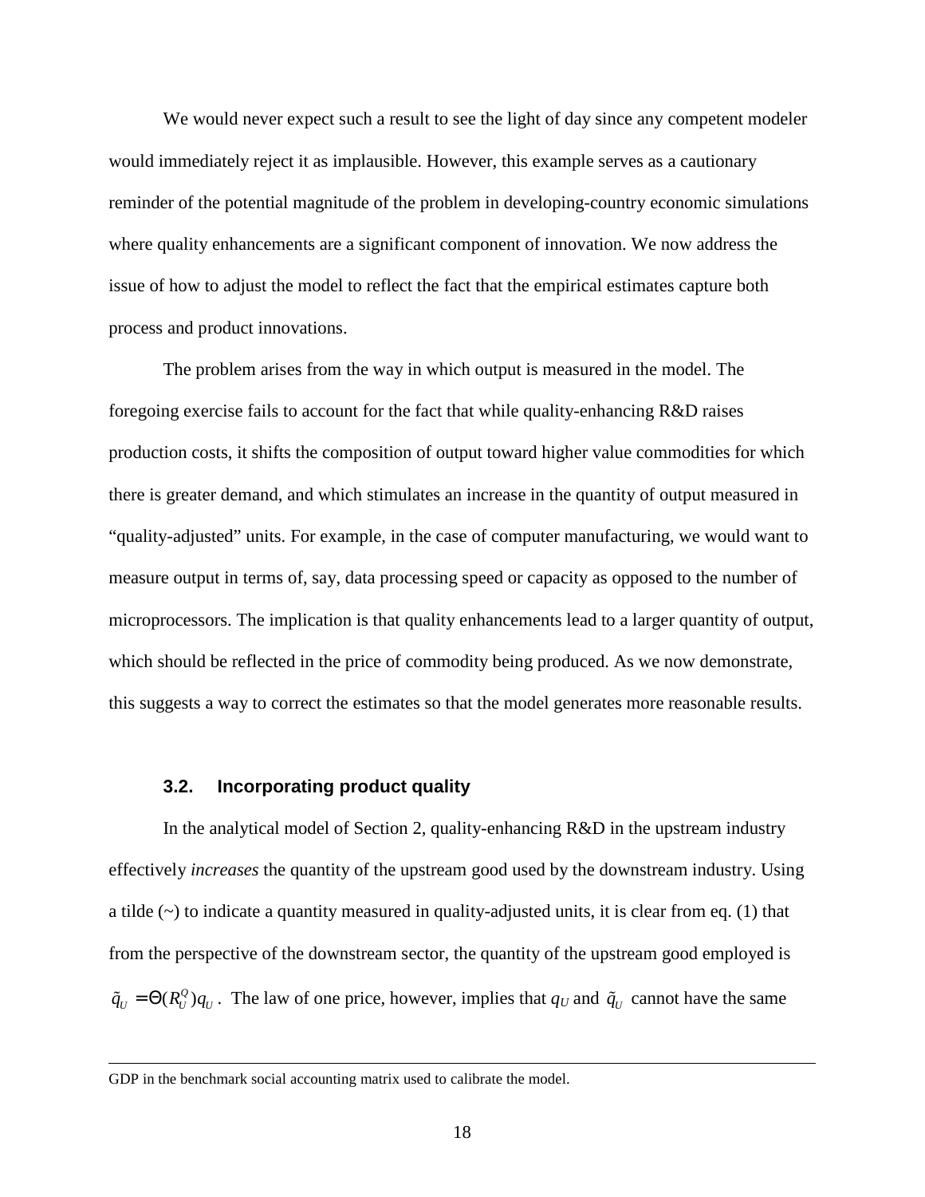We would never expect such a result to see the light of day since any competent modeler would immediately reject it as implausible. However, this example serves as a cautionary reminder of the potential magnitude of the problem in developing-country economic simulations where quality enhancements are a significant component of innovation. We now address the issue of how to adjust the model to reflect the fact that the empirical estimates capture both process and product innovations.

The problem arises from the way in which output is measured in the model. The foregoing exercise fails to account for the fact that while quality-enhancing R&D raises production costs, it shifts the composition of output toward higher value commodities for which there is greater demand, and which stimulates an increase in the quantity of output measured in "quality-adjusted" units. For example, in the case of computer manufacturing, we would want to measure output in terms of, say, data processing speed or capacity as opposed to the number of microprocessors. The implication is that quality enhancements lead to a larger quantity of output, which should be reflected in the price of commodity being produced. As we now demonstrate, this suggests a way to correct the estimates so that the model generates more reasonable results.

### 3.2. Incorporating product quality

In the analytical model of Section 2, quality-enhancing R&D in the upstream industry effectively *increases* the quantity of the upstream good used by the downstream industry. Using a tilde (~) to indicate a quantity measured in quality-adjusted units, it is clear from eq. (1) that from the perspective of the downstream sector, the quantity of the upstream good employed is $\tilde{q}_U = \Theta(R_U^Q)q_U$. The law of one price, however, implies that $q_U$ and $\tilde{q}_U$ cannot have the same

---

GDP in the benchmark social accounting matrix used to calibrate the model.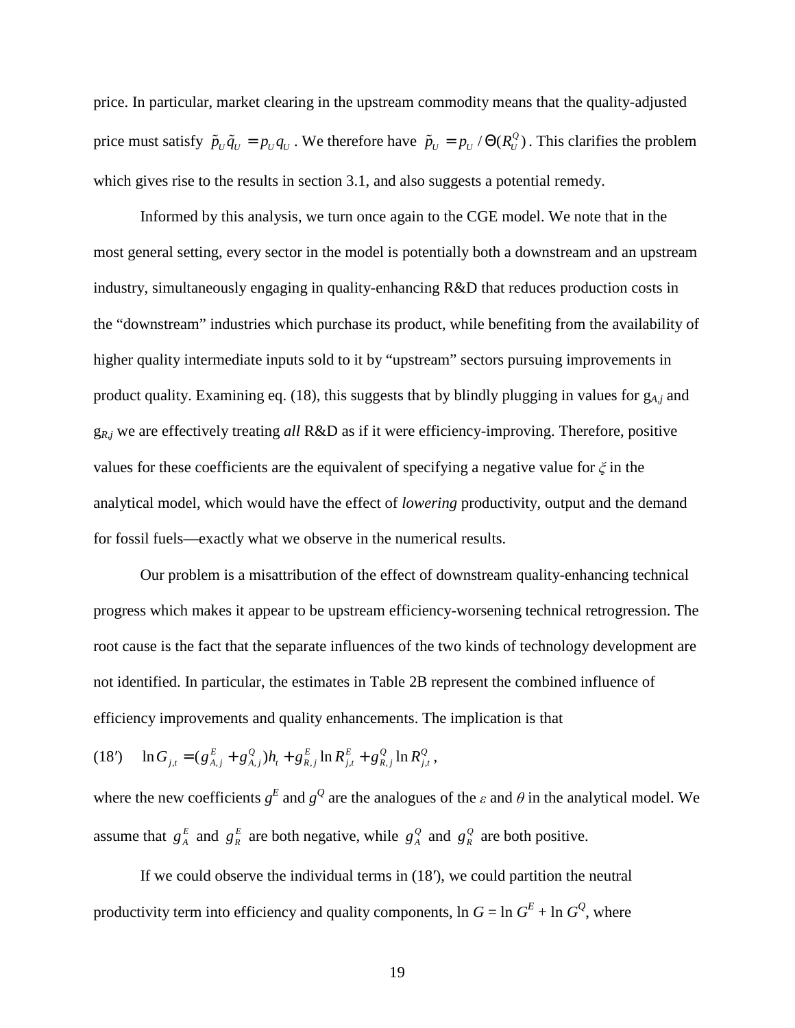price. In particular, market clearing in the upstream commodity means that the quality-adjusted price must satisfy $\tilde{p}_U \tilde{q}_U = p_U q_U$ . We therefore have $\tilde{p}_U = p_U / \Theta(R_U^Q)$ . This clarifies the problem which gives rise to the results in section 3.1, and also suggests a potential remedy.

Informed by this analysis, we turn once again to the CGE model. We note that in the most general setting, every sector in the model is potentially both a downstream and an upstream industry, simultaneously engaging in quality-enhancing R&D that reduces production costs in the "downstream" industries which purchase its product, while benefiting from the availability of higher quality intermediate inputs sold to it by "upstream" sectors pursuing improvements in product quality. Examining eq. (18), this suggests that by blindly plugging in values for $g_{A,j}$ and $g_{R,j}$ we are effectively treating *all* R&D as if it were efficiency-improving. Therefore, positive values for these coefficients are the equivalent of specifying a negative value for $\xi$ in the analytical model, which would have the effect of *lowering* productivity, output and the demand for fossil fuels—exactly what we observe in the numerical results.

Our problem is a misattribution of the effect of downstream quality-enhancing technical progress which makes it appear to be upstream efficiency-worsening technical retrogression. The root cause is the fact that the separate influences of the two kinds of technology development are not identified. In particular, the estimates in Table 2B represent the combined influence of efficiency improvements and quality enhancements. The implication is that

$$(18') \quad \ln G_{j,t} = (g_{A,j}^E + g_{A,j}^Q) h_t + g_{R,j}^E \ln R_{j,t}^E + g_{R,j}^Q \ln R_{j,t}^Q ,$$

where the new coefficients $g^E$ and $g^Q$ are the analogues of the $\varepsilon$ and $\theta$ in the analytical model. We assume that $g_A^E$ and $g_R^E$ are both negative, while $g_A^Q$ and $g_R^Q$ are both positive.

If we could observe the individual terms in (18′), we could partition the neutral productivity term into efficiency and quality components, $\ln G = \ln G^E + \ln G^Q$, where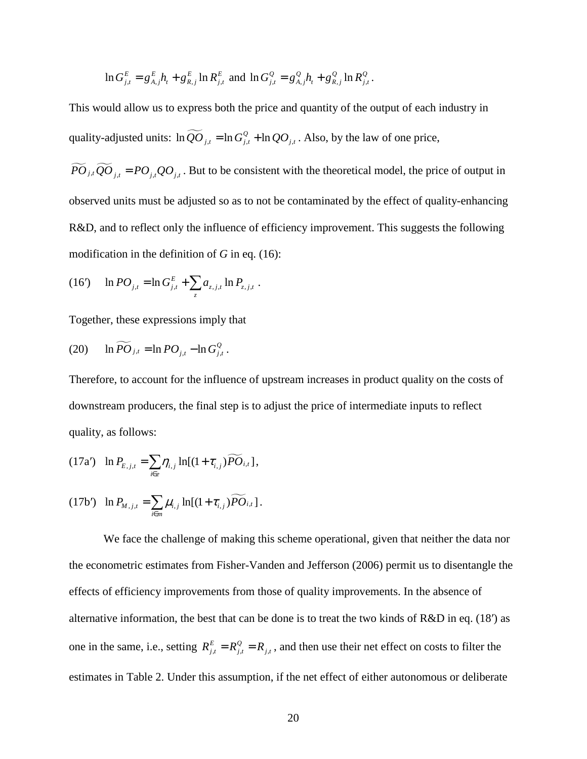$$\ln G^E_{j,t} = g^E_{A,j} h_t + g^E_{R,j} \ln R^E_{j,t} \text{ and } \ln G^Q_{j,t} = g^Q_{A,j} h_t + g^Q_{R,j} \ln R^Q_{j,t} .$$

This would allow us to express both the price and quantity of the output of each industry in quality-adjusted units: $\ln \widetilde{QO}_{j,t} = \ln G^Q_{j,t} + \ln QO_{j,t}$. Also, by the law of one price, $\widetilde{PO}_{j,t} \widetilde{QO}_{j,t} = PO_{j,t} QO_{j,t}$. But to be consistent with the theoretical model, the price of output in observed units must be adjusted so as to not be contaminated by the effect of quality-enhancing R&D, and to reflect only the influence of efficiency improvement. This suggests the following modification in the definition of *G* in eq. (16):

$$\text{(16}'\text{)} \quad \ln PO_{j,t} = \ln G^E_{j,t} + \sum_z a_{z,j,t} \ln P_{z,j,t} .$$

Together, these expressions imply that

$$\text{(20)} \quad \ln \widetilde{PO}_{j,t} = \ln PO_{j,t} - \ln G^Q_{j,t} .$$

Therefore, to account for the influence of upstream increases in product quality on the costs of downstream producers, the final step is to adjust the price of intermediate inputs to reflect quality, as follows:

$$\text{(17a}'\text{)} \quad \ln P_{E,j,t} = \sum_{i \in e} \eta_{i,j} \ln[(1+\tau_{i,j}) \widetilde{PO}_{i,t}] ,$$

$$\text{(17b}'\text{)} \quad \ln P_{M,j,t} = \sum_{i \in m} \mu_{i,j} \ln[(1+\tau_{i,j}) \widetilde{PO}_{i,t}] .$$

We face the challenge of making this scheme operational, given that neither the data nor the econometric estimates from Fisher-Vanden and Jefferson (2006) permit us to disentangle the effects of efficiency improvements from those of quality improvements. In the absence of alternative information, the best that can be done is to treat the two kinds of R&D in eq. (18′) as one in the same, i.e., setting $R^E_{j,t} = R^Q_{j,t} = R_{j,t}$, and then use their net effect on costs to filter the estimates in Table 2. Under this assumption, if the net effect of either autonomous or deliberate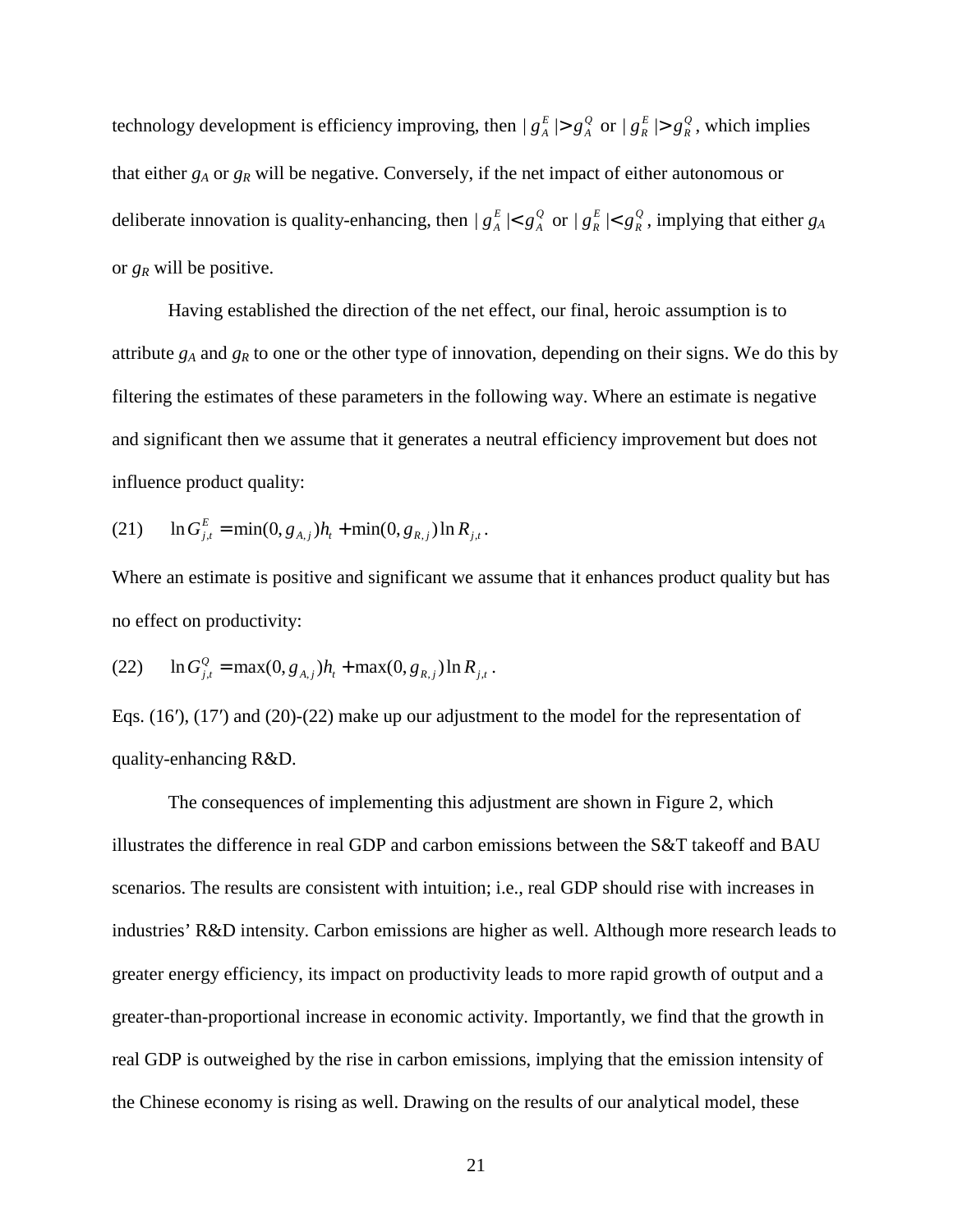technology development is efficiency improving, then $|g_A^E| > g_A^Q$ or $|g_R^E| > g_R^Q$, which implies that either $g_A$ or $g_R$ will be negative. Conversely, if the net impact of either autonomous or deliberate innovation is quality-enhancing, then $|g_A^E| < g_A^Q$ or $|g_R^E| < g_R^Q$, implying that either $g_A$ or $g_R$ will be positive.

Having established the direction of the net effect, our final, heroic assumption is to attribute $g_A$ and $g_R$ to one or the other type of innovation, depending on their signs. We do this by filtering the estimates of these parameters in the following way. Where an estimate is negative and significant then we assume that it generates a neutral efficiency improvement but does not influence product quality:

$$\text{(21)} \qquad \ln G_{j,t}^E = \min(0, g_{A,j}) h_t + \min(0, g_{R,j}) \ln R_{j,t}.$$

Where an estimate is positive and significant we assume that it enhances product quality but has no effect on productivity:

$$\text{(22)} \qquad \ln G_{j,t}^Q = \max(0, g_{A,j}) h_t + \max(0, g_{R,j}) \ln R_{j,t}.$$

Eqs. (16′), (17′) and (20)-(22) make up our adjustment to the model for the representation of quality-enhancing R&D.

The consequences of implementing this adjustment are shown in Figure 2, which illustrates the difference in real GDP and carbon emissions between the S&T takeoff and BAU scenarios. The results are consistent with intuition; i.e., real GDP should rise with increases in industries' R&D intensity. Carbon emissions are higher as well. Although more research leads to greater energy efficiency, its impact on productivity leads to more rapid growth of output and a greater-than-proportional increase in economic activity. Importantly, we find that the growth in real GDP is outweighed by the rise in carbon emissions, implying that the emission intensity of the Chinese economy is rising as well. Drawing on the results of our analytical model, these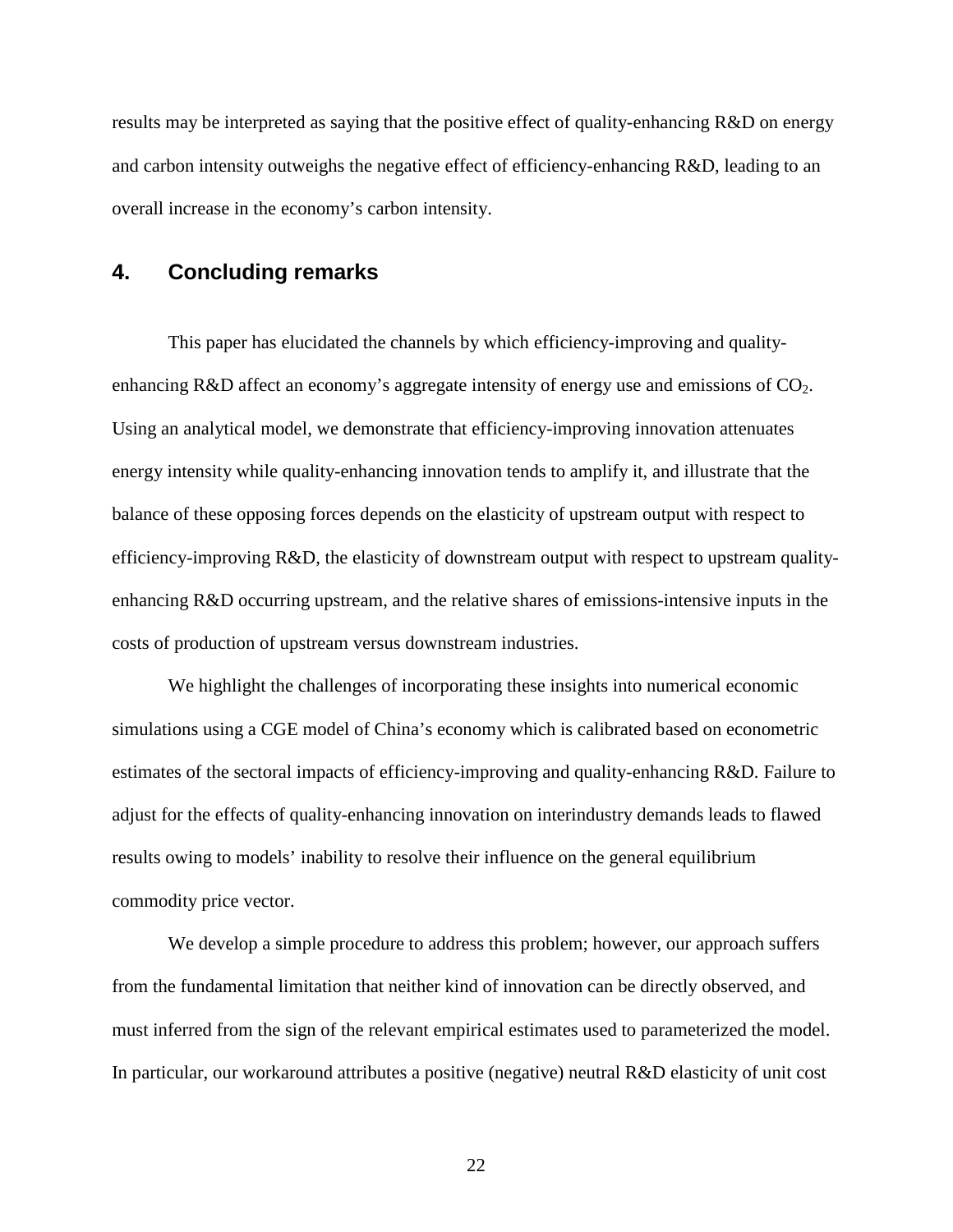results may be interpreted as saying that the positive effect of quality-enhancing R&D on energy and carbon intensity outweighs the negative effect of efficiency-enhancing R&D, leading to an overall increase in the economy's carbon intensity.

## 4. Concluding remarks

This paper has elucidated the channels by which efficiency-improving and quality-enhancing R&D affect an economy's aggregate intensity of energy use and emissions of $CO_2$. Using an analytical model, we demonstrate that efficiency-improving innovation attenuates energy intensity while quality-enhancing innovation tends to amplify it, and illustrate that the balance of these opposing forces depends on the elasticity of upstream output with respect to efficiency-improving R&D, the elasticity of downstream output with respect to upstream quality-enhancing R&D occurring upstream, and the relative shares of emissions-intensive inputs in the costs of production of upstream versus downstream industries.

We highlight the challenges of incorporating these insights into numerical economic simulations using a CGE model of China's economy which is calibrated based on econometric estimates of the sectoral impacts of efficiency-improving and quality-enhancing R&D. Failure to adjust for the effects of quality-enhancing innovation on interindustry demands leads to flawed results owing to models' inability to resolve their influence on the general equilibrium commodity price vector.

We develop a simple procedure to address this problem; however, our approach suffers from the fundamental limitation that neither kind of innovation can be directly observed, and must inferred from the sign of the relevant empirical estimates used to parameterized the model. In particular, our workaround attributes a positive (negative) neutral R&D elasticity of unit cost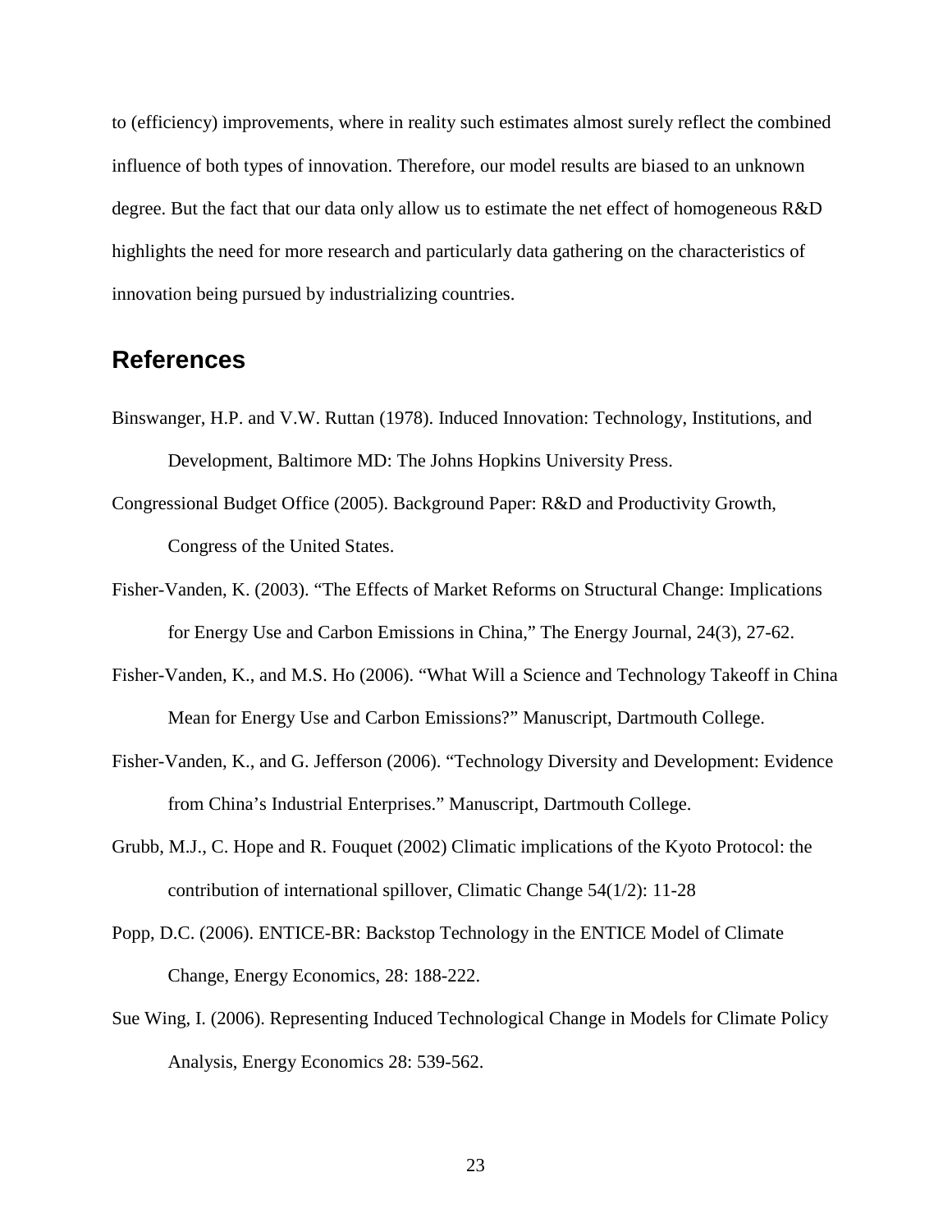to (efficiency) improvements, where in reality such estimates almost surely reflect the combined influence of both types of innovation. Therefore, our model results are biased to an unknown degree. But the fact that our data only allow us to estimate the net effect of homogeneous R&D highlights the need for more research and particularly data gathering on the characteristics of innovation being pursued by industrializing countries.

## References

Binswanger, H.P. and V.W. Ruttan (1978). Induced Innovation: Technology, Institutions, and Development, Baltimore MD: The Johns Hopkins University Press.

Congressional Budget Office (2005). Background Paper: R&D and Productivity Growth, Congress of the United States.

Fisher-Vanden, K. (2003). "The Effects of Market Reforms on Structural Change: Implications for Energy Use and Carbon Emissions in China," The Energy Journal, 24(3), 27-62.

Fisher-Vanden, K., and M.S. Ho (2006). "What Will a Science and Technology Takeoff in China Mean for Energy Use and Carbon Emissions?" Manuscript, Dartmouth College.

Fisher-Vanden, K., and G. Jefferson (2006). "Technology Diversity and Development: Evidence from China's Industrial Enterprises." Manuscript, Dartmouth College.

Grubb, M.J., C. Hope and R. Fouquet (2002) Climatic implications of the Kyoto Protocol: the contribution of international spillover, Climatic Change 54(1/2): 11-28

Popp, D.C. (2006). ENTICE-BR: Backstop Technology in the ENTICE Model of Climate Change, Energy Economics, 28: 188-222.

Sue Wing, I. (2006). Representing Induced Technological Change in Models for Climate Policy Analysis, Energy Economics 28: 539-562.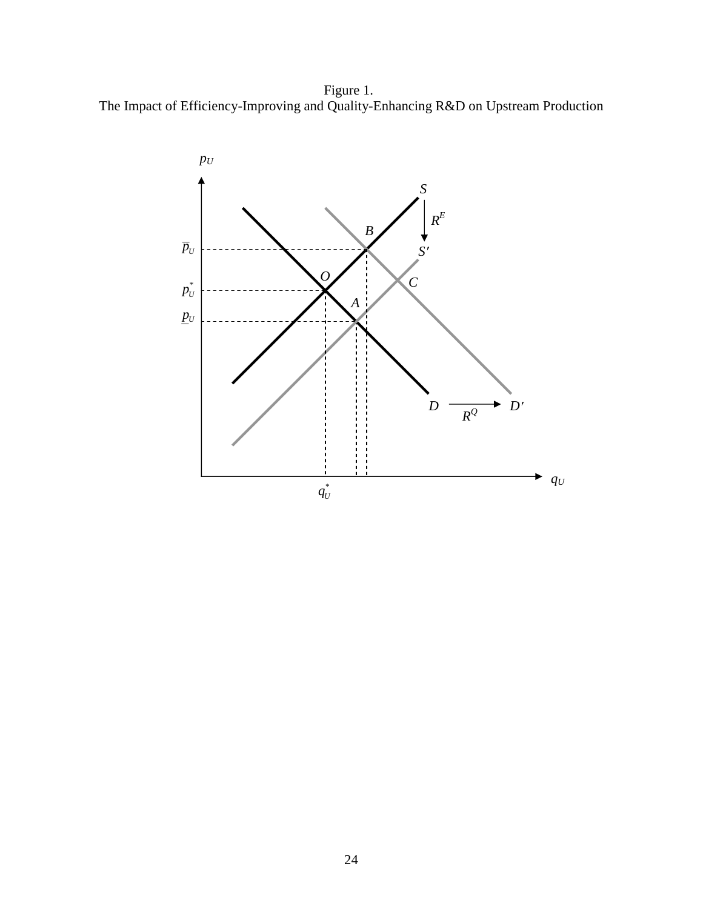Figure 1.
The Impact of Efficiency-Improving and Quality-Enhancing R&D on Upstream Production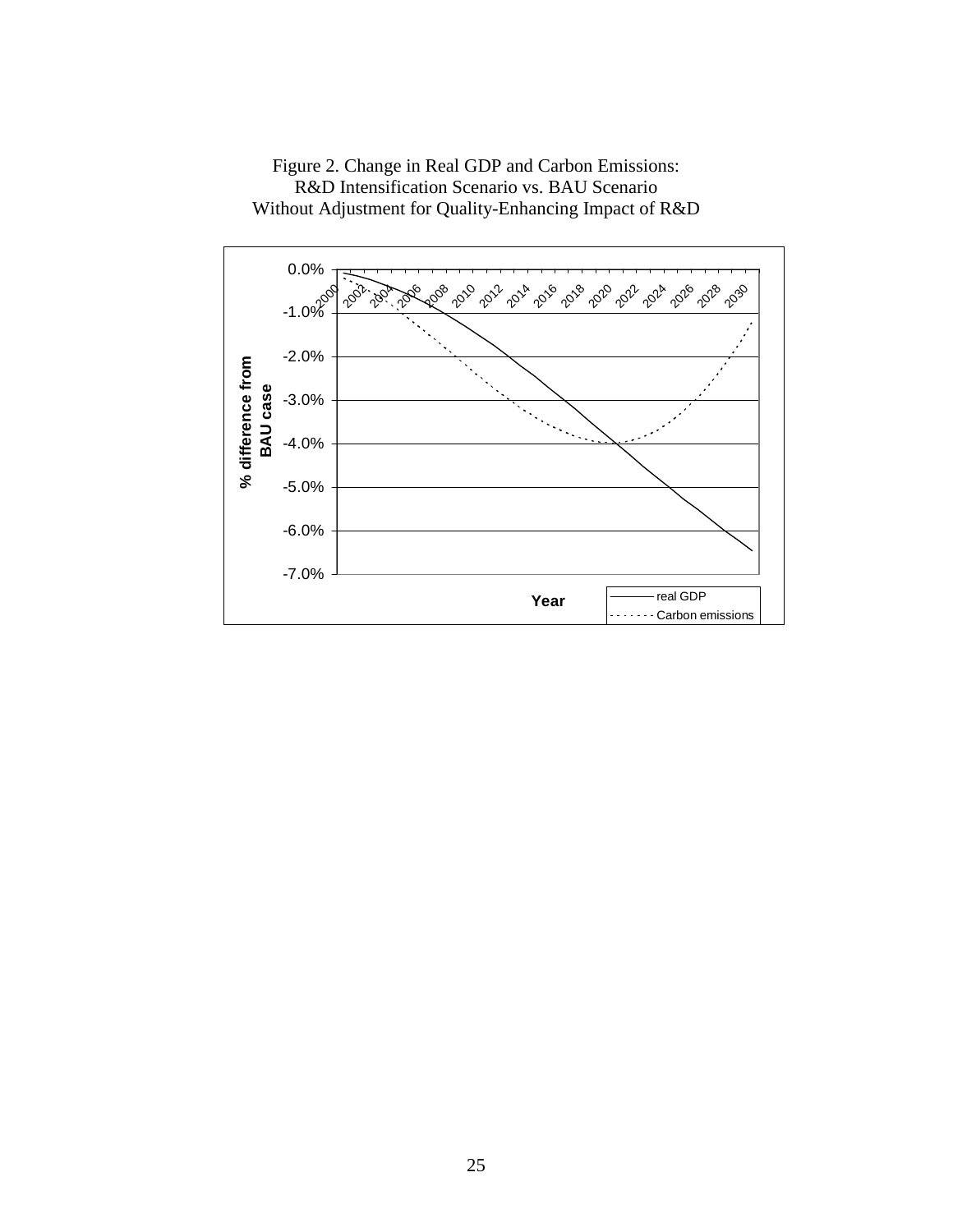Figure 2. Change in Real GDP and Carbon Emissions:
R&D Intensification Scenario vs. BAU Scenario
Without Adjustment for Quality-Enhancing Impact of R&D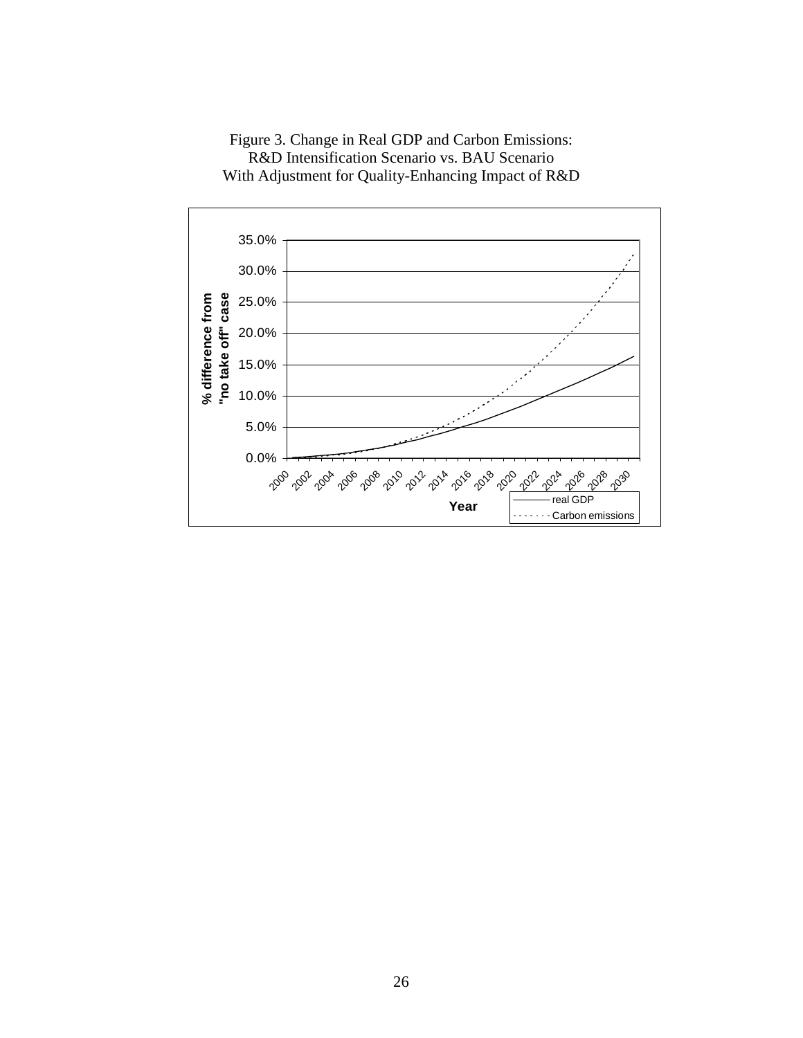Figure 3. Change in Real GDP and Carbon Emissions:
R&D Intensification Scenario vs. BAU Scenario
With Adjustment for Quality-Enhancing Impact of R&D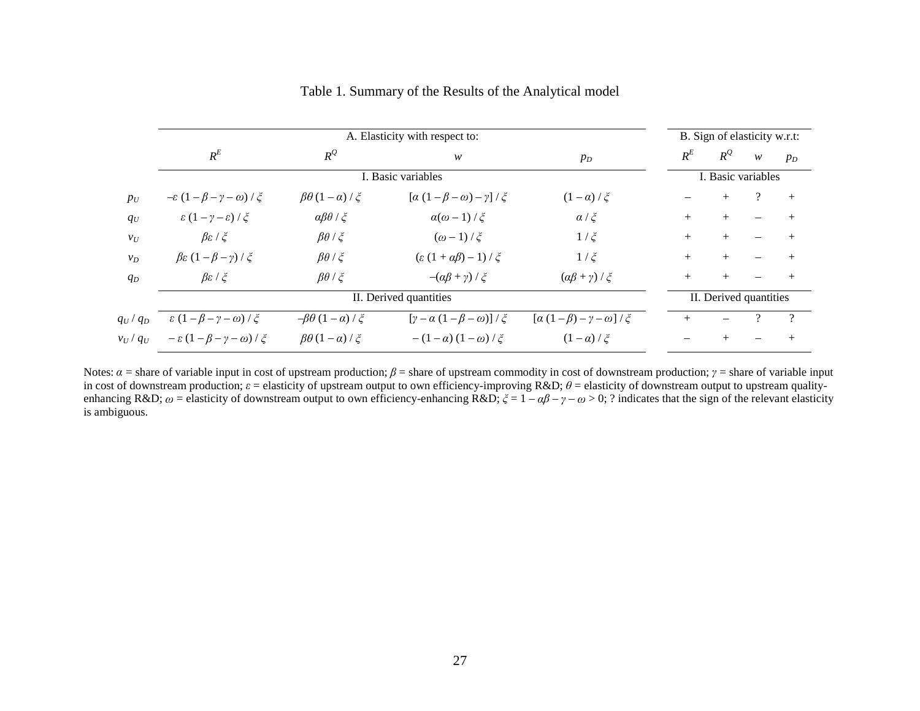Table 1. Summary of the Results of the Analytical model

| | A. Elasticity with respect to: | | | | B. Sign of elasticity w.r.t: | | | |
|---|---|---|---|---|---|---|---|---|
| | $R^E$ | $R^Q$ | $w$ | $p_D$ | $R^E$ | $R^Q$ | $w$ | $p_D$ |
| | I. Basic variables | | | | I. Basic variables | | | |
| $p_U$ | $-\varepsilon\,(1-\beta-\gamma-\omega)\,/\,\xi$ | $\beta\theta\,(1-\alpha)\,/\,\xi$ | $[\alpha\,(1-\beta-\omega)-\gamma]\,/\,\xi$ | $(1-\alpha)\,/\,\xi$ | – | + | ? | + |
| $q_U$ | $\varepsilon\,(1-\gamma-\varepsilon)\,/\,\xi$ | $\alpha\beta\theta\,/\,\xi$ | $\alpha(\omega-1)\,/\,\xi$ | $\alpha\,/\,\xi$ | + | + | – | + |
| $v_U$ | $\beta\varepsilon\,/\,\xi$ | $\beta\theta\,/\,\xi$ | $(\omega-1)\,/\,\xi$ | $1\,/\,\xi$ | + | + | – | + |
| $v_D$ | $\beta\varepsilon\,(1-\beta-\gamma)\,/\,\xi$ | $\beta\theta\,/\,\xi$ | $(\varepsilon\,(1+\alpha\beta)-1)\,/\,\xi$ | $1\,/\,\xi$ | + | + | – | + |
| $q_D$ | $\beta\varepsilon\,/\,\xi$ | $\beta\theta\,/\,\xi$ | $-(\alpha\beta+\gamma)\,/\,\xi$ | $(\alpha\beta+\gamma)\,/\,\xi$ | + | + | – | + |
| | II. Derived quantities | | | | II. Derived quantities | | | |
| $q_U\,/\,q_D$ | $\varepsilon\,(1-\beta-\gamma-\omega)\,/\,\xi$ | $-\beta\theta\,(1-\alpha)\,/\,\xi$ | $[\gamma-\alpha\,(1-\beta-\omega)]\,/\,\xi$ | $[\alpha\,(1-\beta)-\gamma-\omega]\,/\,\xi$ | + | – | ? | ? |
| $v_U\,/\,q_U$ | $-\varepsilon\,(1-\beta-\gamma-\omega)\,/\,\xi$ | $\beta\theta\,(1-\alpha)\,/\,\xi$ | $-(1-\alpha)\,(1-\omega)\,/\,\xi$ | $(1-\alpha)\,/\,\xi$ | – | + | – | + |

Notes: $\alpha$ = share of variable input in cost of upstream production; $\beta$ = share of upstream commodity in cost of downstream production; $\gamma$ = share of variable input in cost of downstream production; $\varepsilon$ = elasticity of upstream output to own efficiency-improving R&D; $\theta$ = elasticity of downstream output to upstream quality-enhancing R&D; $\omega$ = elasticity of downstream output to own efficiency-enhancing R&D; $\xi = 1-\alpha\beta-\gamma-\omega > 0$; ? indicates that the sign of the relevant elasticity is ambiguous.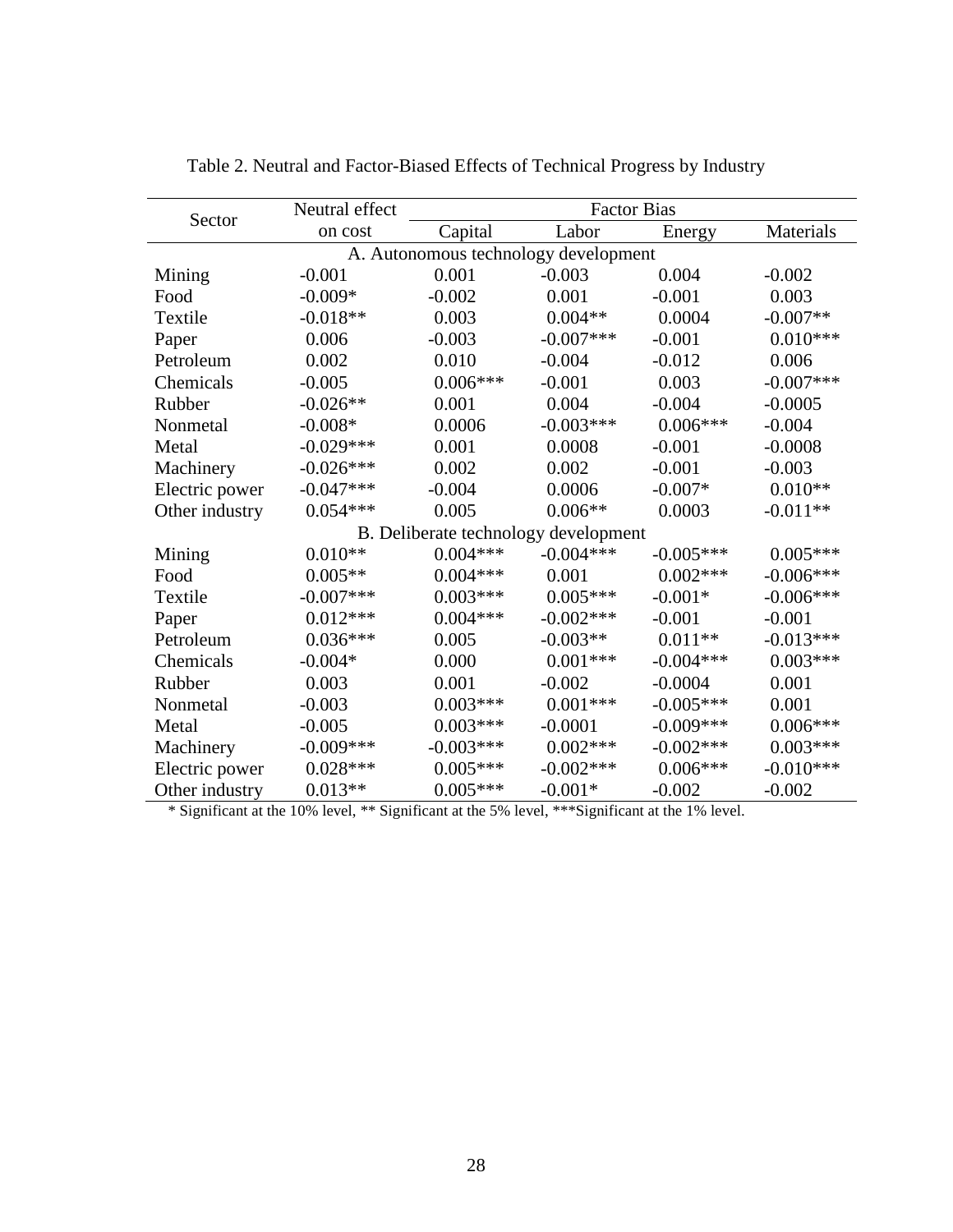Table 2. Neutral and Factor-Biased Effects of Technical Progress by Industry

| Sector | Neutral effect on cost | Factor Bias | | | |
|---|---|---|---|---|---|
| | | Capital | Labor | Energy | Materials |
| A. Autonomous technology development | | | | | |
| Mining | -0.001 | 0.001 | -0.003 | 0.004 | -0.002 |
| Food | -0.009* | -0.002 | 0.001 | -0.001 | 0.003 |
| Textile | -0.018** | 0.003 | 0.004** | 0.0004 | -0.007** |
| Paper | 0.006 | -0.003 | -0.007*** | -0.001 | 0.010*** |
| Petroleum | 0.002 | 0.010 | -0.004 | -0.012 | 0.006 |
| Chemicals | -0.005 | 0.006*** | -0.001 | 0.003 | -0.007*** |
| Rubber | -0.026** | 0.001 | 0.004 | -0.004 | -0.0005 |
| Nonmetal | -0.008* | 0.0006 | -0.003*** | 0.006*** | -0.004 |
| Metal | -0.029*** | 0.001 | 0.0008 | -0.001 | -0.0008 |
| Machinery | -0.026*** | 0.002 | 0.002 | -0.001 | -0.003 |
| Electric power | -0.047*** | -0.004 | 0.0006 | -0.007* | 0.010** |
| Other industry | 0.054*** | 0.005 | 0.006** | 0.0003 | -0.011** |
| B. Deliberate technology development | | | | | |
| Mining | 0.010** | 0.004*** | -0.004*** | -0.005*** | 0.005*** |
| Food | 0.005** | 0.004*** | 0.001 | 0.002*** | -0.006*** |
| Textile | -0.007*** | 0.003*** | 0.005*** | -0.001* | -0.006*** |
| Paper | 0.012*** | 0.004*** | -0.002*** | -0.001 | -0.001 |
| Petroleum | 0.036*** | 0.005 | -0.003** | 0.011** | -0.013*** |
| Chemicals | -0.004* | 0.000 | 0.001*** | -0.004*** | 0.003*** |
| Rubber | 0.003 | 0.001 | -0.002 | -0.0004 | 0.001 |
| Nonmetal | -0.003 | 0.003*** | 0.001*** | -0.005*** | 0.001 |
| Metal | -0.005 | 0.003*** | -0.0001 | -0.009*** | 0.006*** |
| Machinery | -0.009*** | -0.003*** | 0.002*** | -0.002*** | 0.003*** |
| Electric power | 0.028*** | 0.005*** | -0.002*** | 0.006*** | -0.010*** |
| Other industry | 0.013** | 0.005*** | -0.001* | -0.002 | -0.002 |

* Significant at the 10% level, ** Significant at the 5% level, ***Significant at the 1% level.